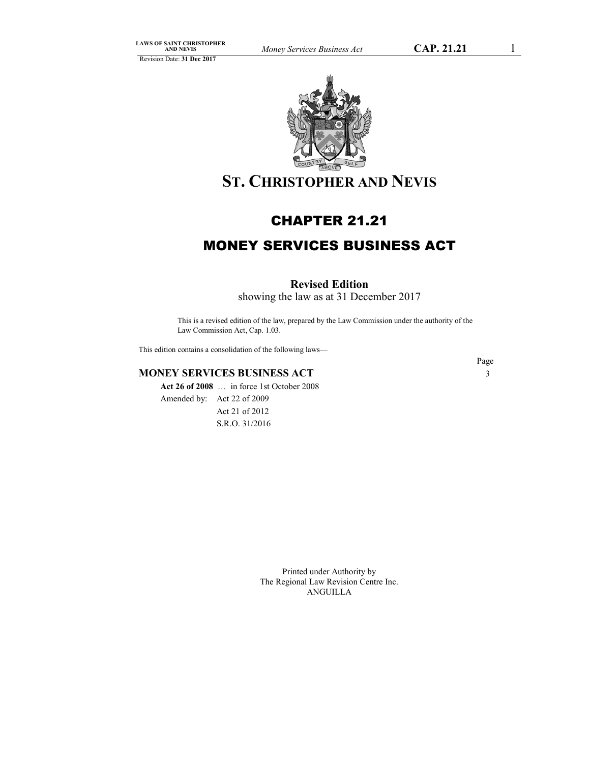# ST. CHRISTOPHER AND NEVIS

## CHAPTER 21.21

## MONEY SERVICES BUSINESS ACT

**Revised Edition**
showing the law as at 31 December 2017

This is a revised edition of the law, prepared by the Law Commission under the authority of the Law Commission Act, Cap. 1.03.

This edition contains a consolidation of the following laws—

| | Page |
|---|---|
| **MONEY SERVICES BUSINESS ACT** | 3 |

**Act 26 of 2008** … in force 1st October 2008

Amended by: Act 22 of 2009
Act 21 of 2012
S.R.O. 31/2016

Printed under Authority by
The Regional Law Revision Centre Inc.
ANGUILLA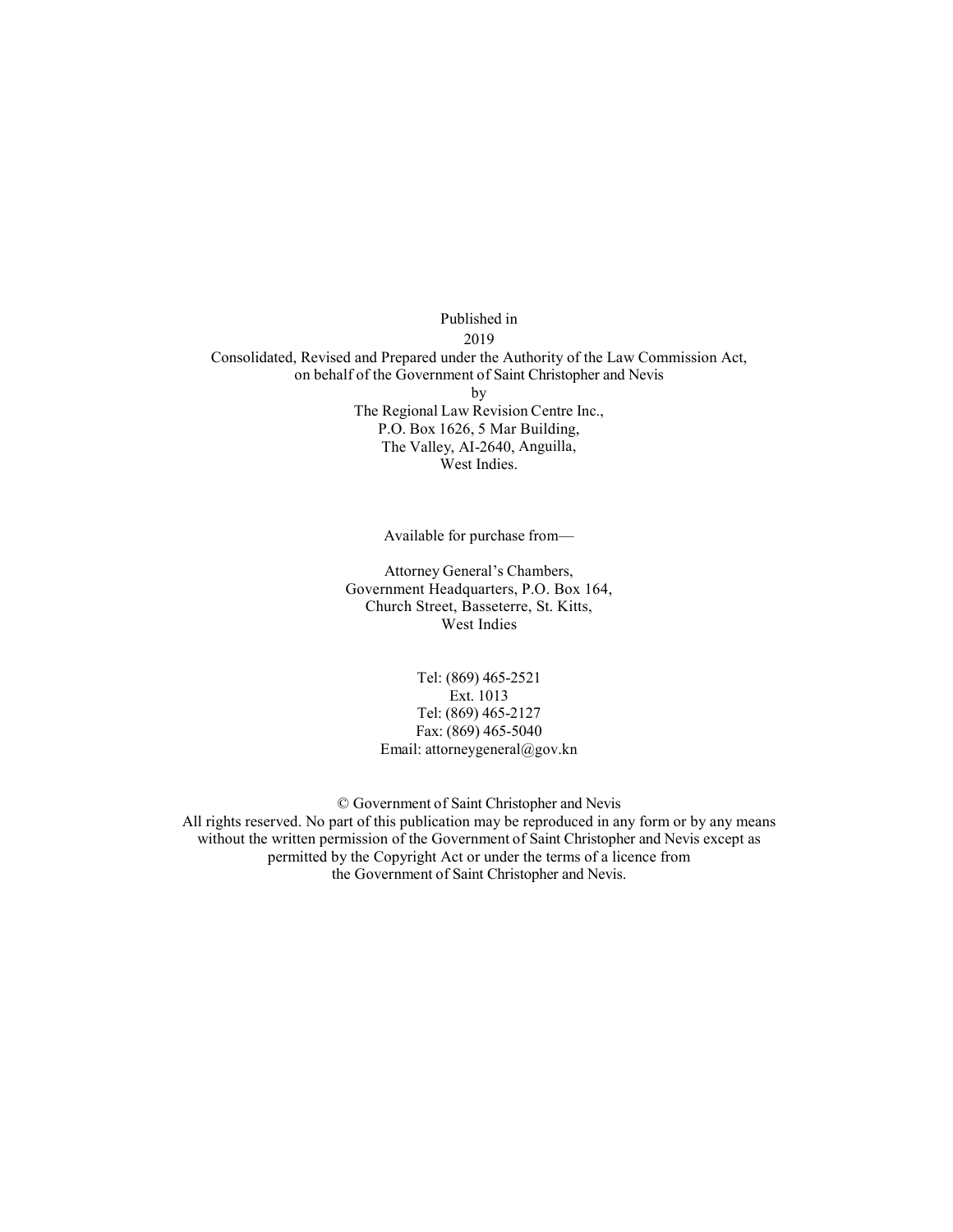Published in

2019

Consolidated, Revised and Prepared under the Authority of the Law Commission Act,
on behalf of the Government of Saint Christopher and Nevis

by

The Regional Law Revision Centre Inc.,
P.O. Box 1626, 5 Mar Building,
The Valley, AI-2640, Anguilla,
West Indies.

Available for purchase from—

Attorney General's Chambers,
Government Headquarters, P.O. Box 164,
Church Street, Basseterre, St. Kitts,
West Indies

Tel: (869) 465-2521
Ext. 1013
Tel: (869) 465-2127
Fax: (869) 465-5040
Email: attorneygeneral@gov.kn

© Government of Saint Christopher and Nevis
All rights reserved. No part of this publication may be reproduced in any form or by any means without the written permission of the Government of Saint Christopher and Nevis except as permitted by the Copyright Act or under the terms of a licence from the Government of Saint Christopher and Nevis.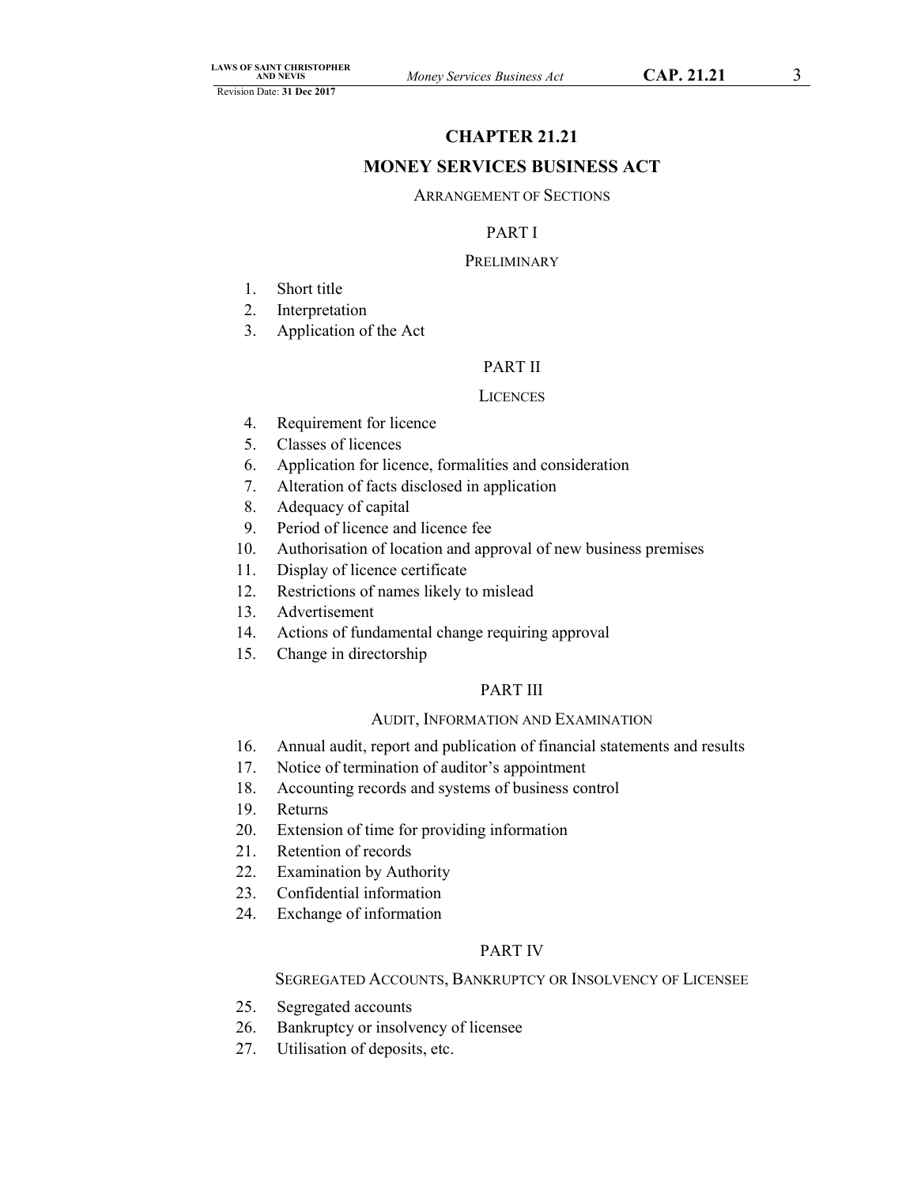# CHAPTER 21.21

# MONEY SERVICES BUSINESS ACT

ARRANGEMENT OF SECTIONS

## PART I

PRELIMINARY

1. Short title
2. Interpretation
3. Application of the Act

## PART II

LICENCES

4. Requirement for licence
5. Classes of licences
6. Application for licence, formalities and consideration
7. Alteration of facts disclosed in application
8. Adequacy of capital
9. Period of licence and licence fee
10. Authorisation of location and approval of new business premises
11. Display of licence certificate
12. Restrictions of names likely to mislead
13. Advertisement
14. Actions of fundamental change requiring approval
15. Change in directorship

## PART III

AUDIT, INFORMATION AND EXAMINATION

16. Annual audit, report and publication of financial statements and results
17. Notice of termination of auditor's appointment
18. Accounting records and systems of business control
19. Returns
20. Extension of time for providing information
21. Retention of records
22. Examination by Authority
23. Confidential information
24. Exchange of information

## PART IV

SEGREGATED ACCOUNTS, BANKRUPTCY OR INSOLVENCY OF LICENSEE

25. Segregated accounts
26. Bankruptcy or insolvency of licensee
27. Utilisation of deposits, etc.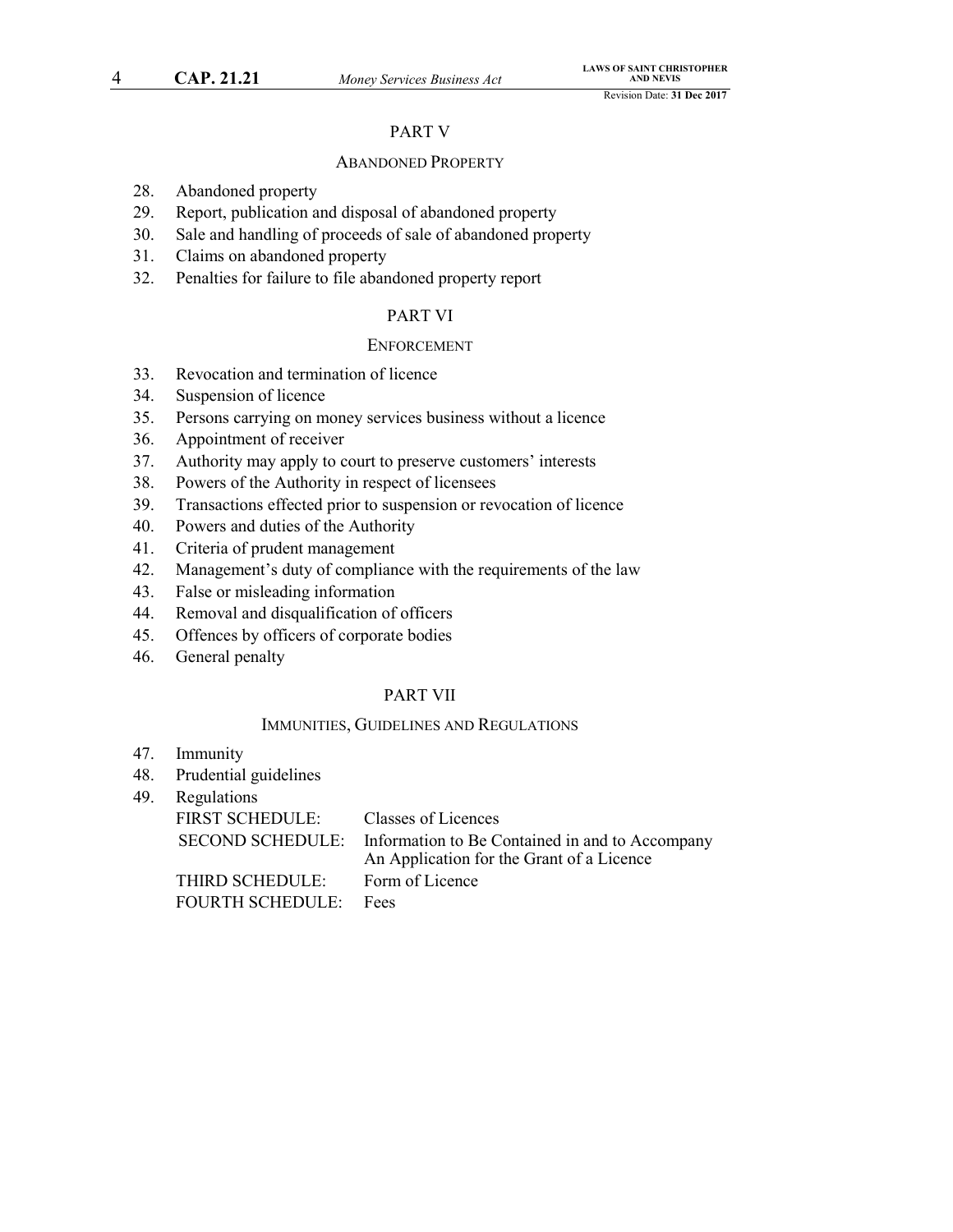## PART V

### ABANDONED PROPERTY

28. Abandoned property
29. Report, publication and disposal of abandoned property
30. Sale and handling of proceeds of sale of abandoned property
31. Claims on abandoned property
32. Penalties for failure to file abandoned property report

## PART VI

### ENFORCEMENT

33. Revocation and termination of licence
34. Suspension of licence
35. Persons carrying on money services business without a licence
36. Appointment of receiver
37. Authority may apply to court to preserve customers' interests
38. Powers of the Authority in respect of licensees
39. Transactions effected prior to suspension or revocation of licence
40. Powers and duties of the Authority
41. Criteria of prudent management
42. Management's duty of compliance with the requirements of the law
43. False or misleading information
44. Removal and disqualification of officers
45. Offences by officers of corporate bodies
46. General penalty

## PART VII

### IMMUNITIES, GUIDELINES AND REGULATIONS

47. Immunity
48. Prudential guidelines
49. Regulations

| | |
|---|---|
| FIRST SCHEDULE: | Classes of Licences |
| SECOND SCHEDULE: | Information to Be Contained in and to Accompany An Application for the Grant of a Licence |
| THIRD SCHEDULE: | Form of Licence |
| FOURTH SCHEDULE: | Fees |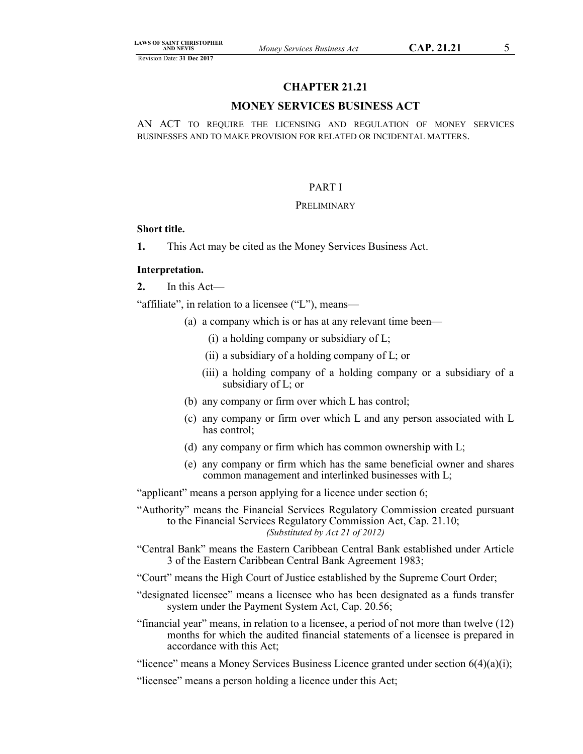# CHAPTER 21.21

## MONEY SERVICES BUSINESS ACT

AN ACT TO REQUIRE THE LICENSING AND REGULATION OF MONEY SERVICES BUSINESSES AND TO MAKE PROVISION FOR RELATED OR INCIDENTAL MATTERS.

### PART I

### PRELIMINARY

**Short title.**

**1.** This Act may be cited as the Money Services Business Act.

**Interpretation.**

**2.** In this Act—

"affiliate", in relation to a licensee ("L"), means—

(a) a company which is or has at any relevant time been—

(i) a holding company or subsidiary of L;

(ii) a subsidiary of a holding company of L; or

(iii) a holding company of a holding company or a subsidiary of a subsidiary of L; or

(b) any company or firm over which L has control;

(c) any company or firm over which L and any person associated with L has control;

(d) any company or firm which has common ownership with L;

(e) any company or firm which has the same beneficial owner and shares common management and interlinked businesses with L;

"applicant" means a person applying for a licence under section 6;

"Authority" means the Financial Services Regulatory Commission created pursuant to the Financial Services Regulatory Commission Act, Cap. 21.10;
*(Substituted by Act 21 of 2012)*

"Central Bank" means the Eastern Caribbean Central Bank established under Article 3 of the Eastern Caribbean Central Bank Agreement 1983;

"Court" means the High Court of Justice established by the Supreme Court Order;

"designated licensee" means a licensee who has been designated as a funds transfer system under the Payment System Act, Cap. 20.56;

"financial year" means, in relation to a licensee, a period of not more than twelve (12) months for which the audited financial statements of a licensee is prepared in accordance with this Act;

"licence" means a Money Services Business Licence granted under section 6(4)(a)(i);

"licensee" means a person holding a licence under this Act;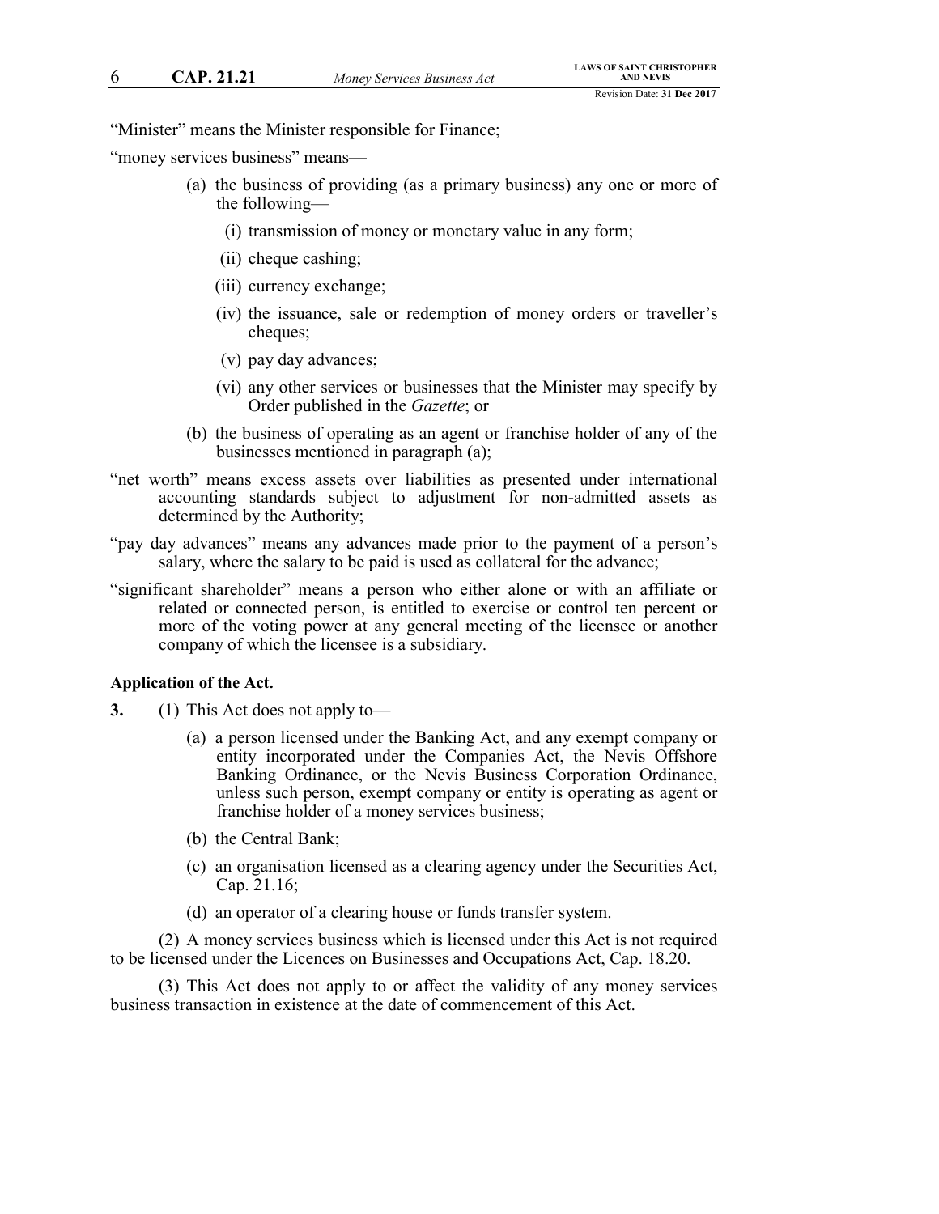“Minister” means the Minister responsible for Finance;

“money services business” means—

- (a) the business of providing (as a primary business) any one or more of the following—
  - (i) transmission of money or monetary value in any form;
  - (ii) cheque cashing;
  - (iii) currency exchange;
  - (iv) the issuance, sale or redemption of money orders or traveller’s cheques;
  - (v) pay day advances;
  - (vi) any other services or businesses that the Minister may specify by Order published in the *Gazette*; or
- (b) the business of operating as an agent or franchise holder of any of the businesses mentioned in paragraph (a);

“net worth” means excess assets over liabilities as presented under international accounting standards subject to adjustment for non-admitted assets as determined by the Authority;

“pay day advances” means any advances made prior to the payment of a person’s salary, where the salary to be paid is used as collateral for the advance;

“significant shareholder” means a person who either alone or with an affiliate or related or connected person, is entitled to exercise or control ten percent or more of the voting power at any general meeting of the licensee or another company of which the licensee is a subsidiary.

**Application of the Act.**

**3.** (1) This Act does not apply to—

- (a) a person licensed under the Banking Act, and any exempt company or entity incorporated under the Companies Act, the Nevis Offshore Banking Ordinance, or the Nevis Business Corporation Ordinance, unless such person, exempt company or entity is operating as agent or franchise holder of a money services business;
- (b) the Central Bank;
- (c) an organisation licensed as a clearing agency under the Securities Act, Cap. 21.16;
- (d) an operator of a clearing house or funds transfer system.

(2) A money services business which is licensed under this Act is not required to be licensed under the Licences on Businesses and Occupations Act, Cap. 18.20.

(3) This Act does not apply to or affect the validity of any money services business transaction in existence at the date of commencement of this Act.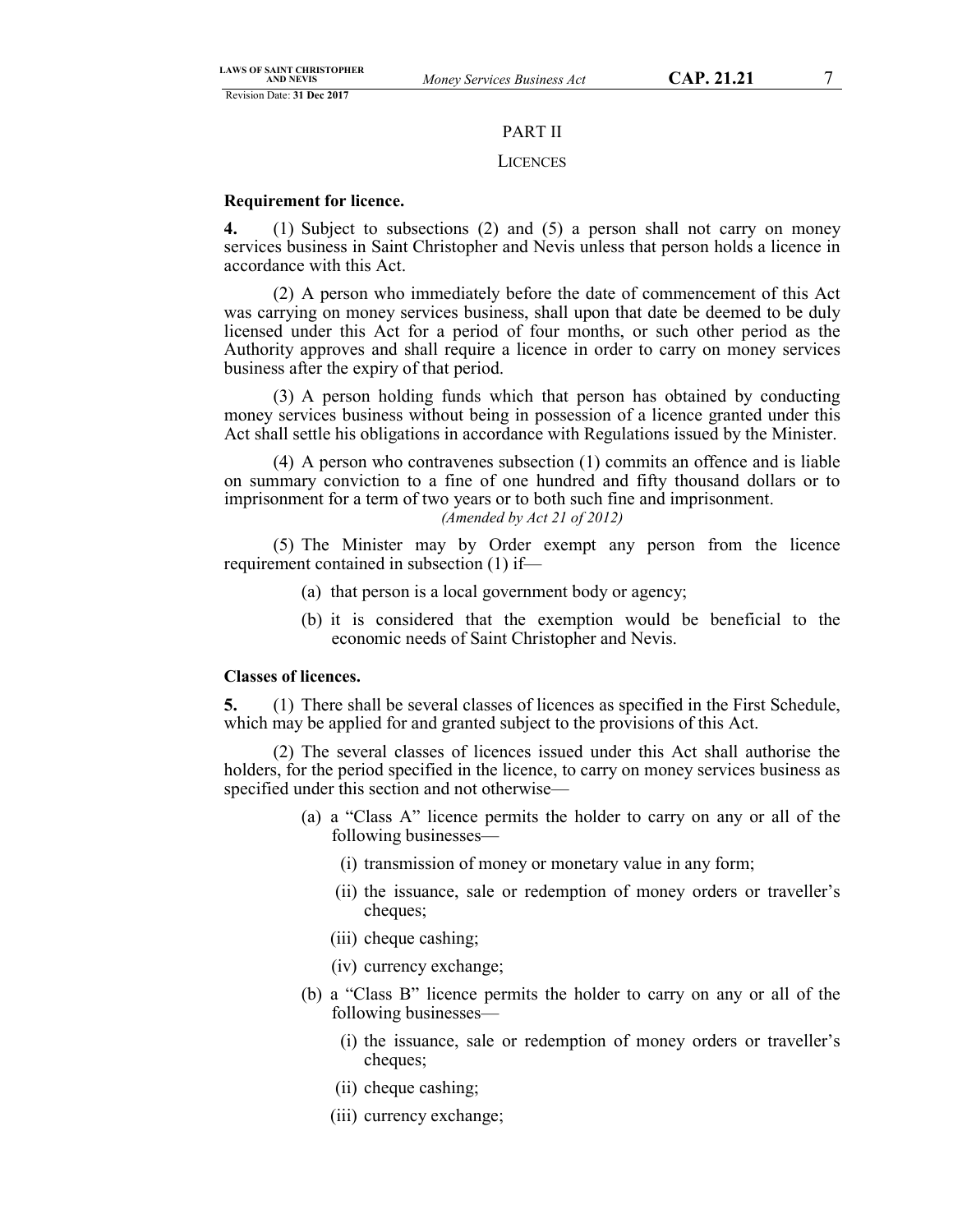## PART II

## LICENCES

**Requirement for licence.**

**4.** (1) Subject to subsections (2) and (5) a person shall not carry on money services business in Saint Christopher and Nevis unless that person holds a licence in accordance with this Act.

(2) A person who immediately before the date of commencement of this Act was carrying on money services business, shall upon that date be deemed to be duly licensed under this Act for a period of four months, or such other period as the Authority approves and shall require a licence in order to carry on money services business after the expiry of that period.

(3) A person holding funds which that person has obtained by conducting money services business without being in possession of a licence granted under this Act shall settle his obligations in accordance with Regulations issued by the Minister.

(4) A person who contravenes subsection (1) commits an offence and is liable on summary conviction to a fine of one hundred and fifty thousand dollars or to imprisonment for a term of two years or to both such fine and imprisonment.

*(Amended by Act 21 of 2012)*

(5) The Minister may by Order exempt any person from the licence requirement contained in subsection (1) if—

(a) that person is a local government body or agency;

(b) it is considered that the exemption would be beneficial to the economic needs of Saint Christopher and Nevis.

**Classes of licences.**

**5.** (1) There shall be several classes of licences as specified in the First Schedule, which may be applied for and granted subject to the provisions of this Act.

(2) The several classes of licences issued under this Act shall authorise the holders, for the period specified in the licence, to carry on money services business as specified under this section and not otherwise—

(a) a "Class A" licence permits the holder to carry on any or all of the following businesses—

(i) transmission of money or monetary value in any form;

(ii) the issuance, sale or redemption of money orders or traveller's cheques;

(iii) cheque cashing;

(iv) currency exchange;

(b) a "Class B" licence permits the holder to carry on any or all of the following businesses—

(i) the issuance, sale or redemption of money orders or traveller's cheques;

(ii) cheque cashing;

(iii) currency exchange;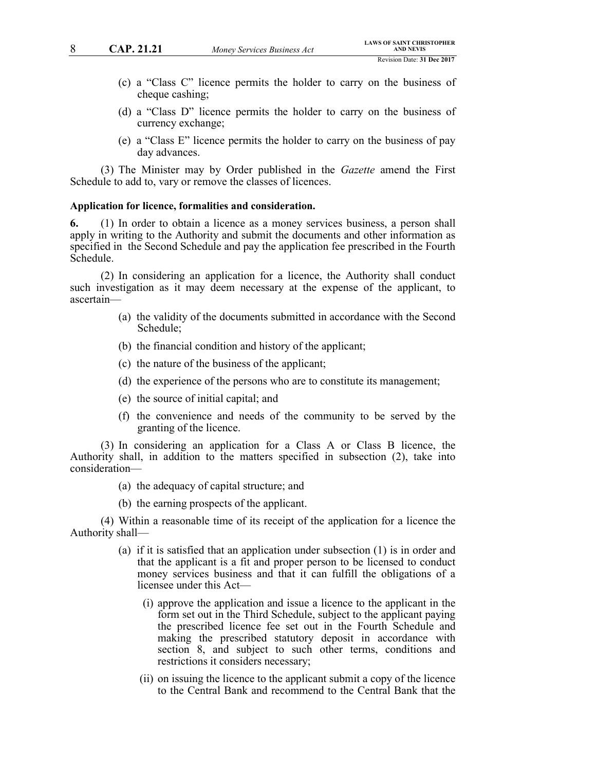(c) a “Class C” licence permits the holder to carry on the business of cheque cashing;

(d) a “Class D” licence permits the holder to carry on the business of currency exchange;

(e) a “Class E” licence permits the holder to carry on the business of pay day advances.

(3) The Minister may by Order published in the *Gazette* amend the First Schedule to add to, vary or remove the classes of licences.

**Application for licence, formalities and consideration.**

**6.** (1) In order to obtain a licence as a money services business, a person shall apply in writing to the Authority and submit the documents and other information as specified in the Second Schedule and pay the application fee prescribed in the Fourth Schedule.

(2) In considering an application for a licence, the Authority shall conduct such investigation as it may deem necessary at the expense of the applicant, to ascertain—

(a) the validity of the documents submitted in accordance with the Second Schedule;

(b) the financial condition and history of the applicant;

(c) the nature of the business of the applicant;

(d) the experience of the persons who are to constitute its management;

(e) the source of initial capital; and

(f) the convenience and needs of the community to be served by the granting of the licence.

(3) In considering an application for a Class A or Class B licence, the Authority shall, in addition to the matters specified in subsection (2), take into consideration—

(a) the adequacy of capital structure; and

(b) the earning prospects of the applicant.

(4) Within a reasonable time of its receipt of the application for a licence the Authority shall—

(a) if it is satisfied that an application under subsection (1) is in order and that the applicant is a fit and proper person to be licensed to conduct money services business and that it can fulfill the obligations of a licensee under this Act—

(i) approve the application and issue a licence to the applicant in the form set out in the Third Schedule, subject to the applicant paying the prescribed licence fee set out in the Fourth Schedule and making the prescribed statutory deposit in accordance with section 8, and subject to such other terms, conditions and restrictions it considers necessary;

(ii) on issuing the licence to the applicant submit a copy of the licence to the Central Bank and recommend to the Central Bank that the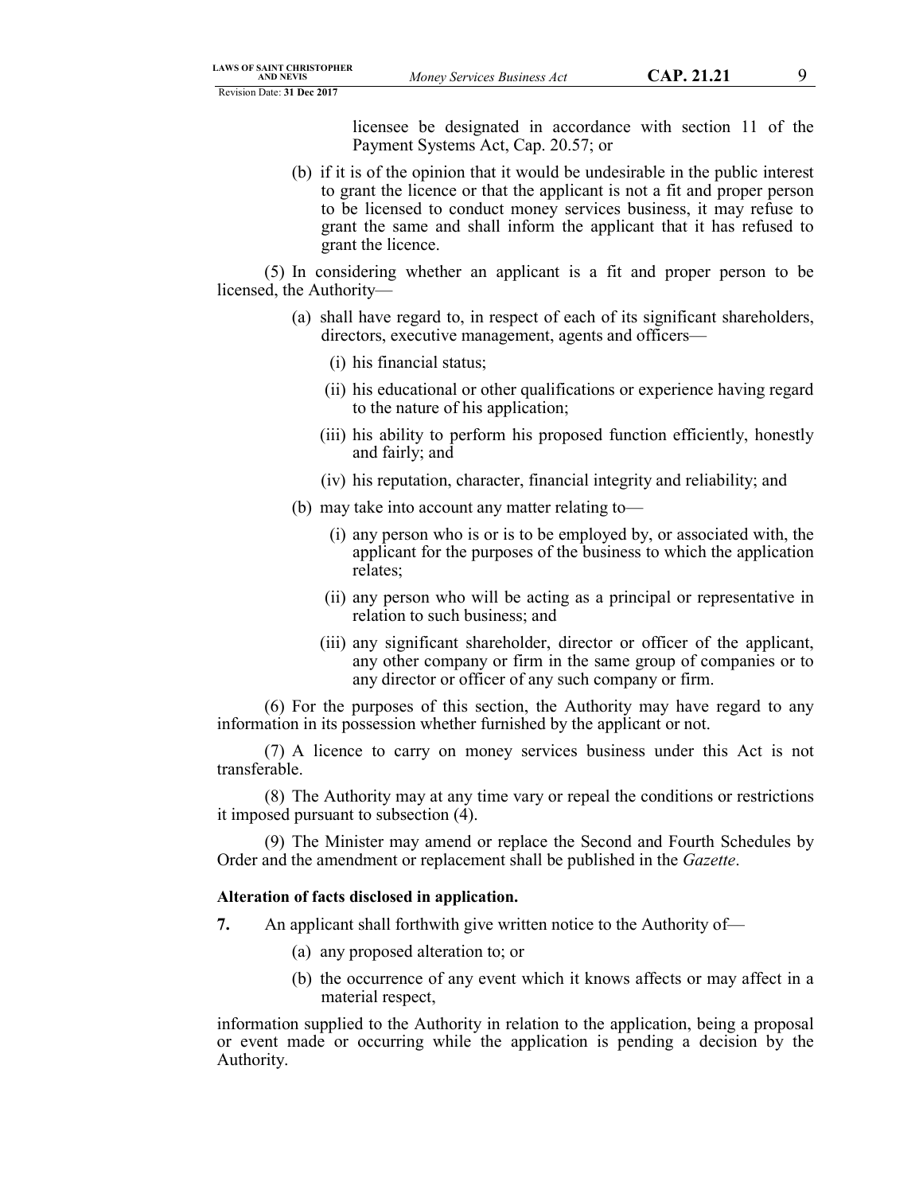licensee be designated in accordance with section 11 of the Payment Systems Act, Cap. 20.57; or

(b) if it is of the opinion that it would be undesirable in the public interest to grant the licence or that the applicant is not a fit and proper person to be licensed to conduct money services business, it may refuse to grant the same and shall inform the applicant that it has refused to grant the licence.

(5) In considering whether an applicant is a fit and proper person to be licensed, the Authority—

(a) shall have regard to, in respect of each of its significant shareholders, directors, executive management, agents and officers—

(i) his financial status;

(ii) his educational or other qualifications or experience having regard to the nature of his application;

(iii) his ability to perform his proposed function efficiently, honestly and fairly; and

(iv) his reputation, character, financial integrity and reliability; and

(b) may take into account any matter relating to—

(i) any person who is or is to be employed by, or associated with, the applicant for the purposes of the business to which the application relates;

(ii) any person who will be acting as a principal or representative in relation to such business; and

(iii) any significant shareholder, director or officer of the applicant, any other company or firm in the same group of companies or to any director or officer of any such company or firm.

(6) For the purposes of this section, the Authority may have regard to any information in its possession whether furnished by the applicant or not.

(7) A licence to carry on money services business under this Act is not transferable.

(8) The Authority may at any time vary or repeal the conditions or restrictions it imposed pursuant to subsection (4).

(9) The Minister may amend or replace the Second and Fourth Schedules by Order and the amendment or replacement shall be published in the *Gazette*.

**Alteration of facts disclosed in application.**

**7.** An applicant shall forthwith give written notice to the Authority of—

(a) any proposed alteration to; or

(b) the occurrence of any event which it knows affects or may affect in a material respect,

information supplied to the Authority in relation to the application, being a proposal or event made or occurring while the application is pending a decision by the Authority.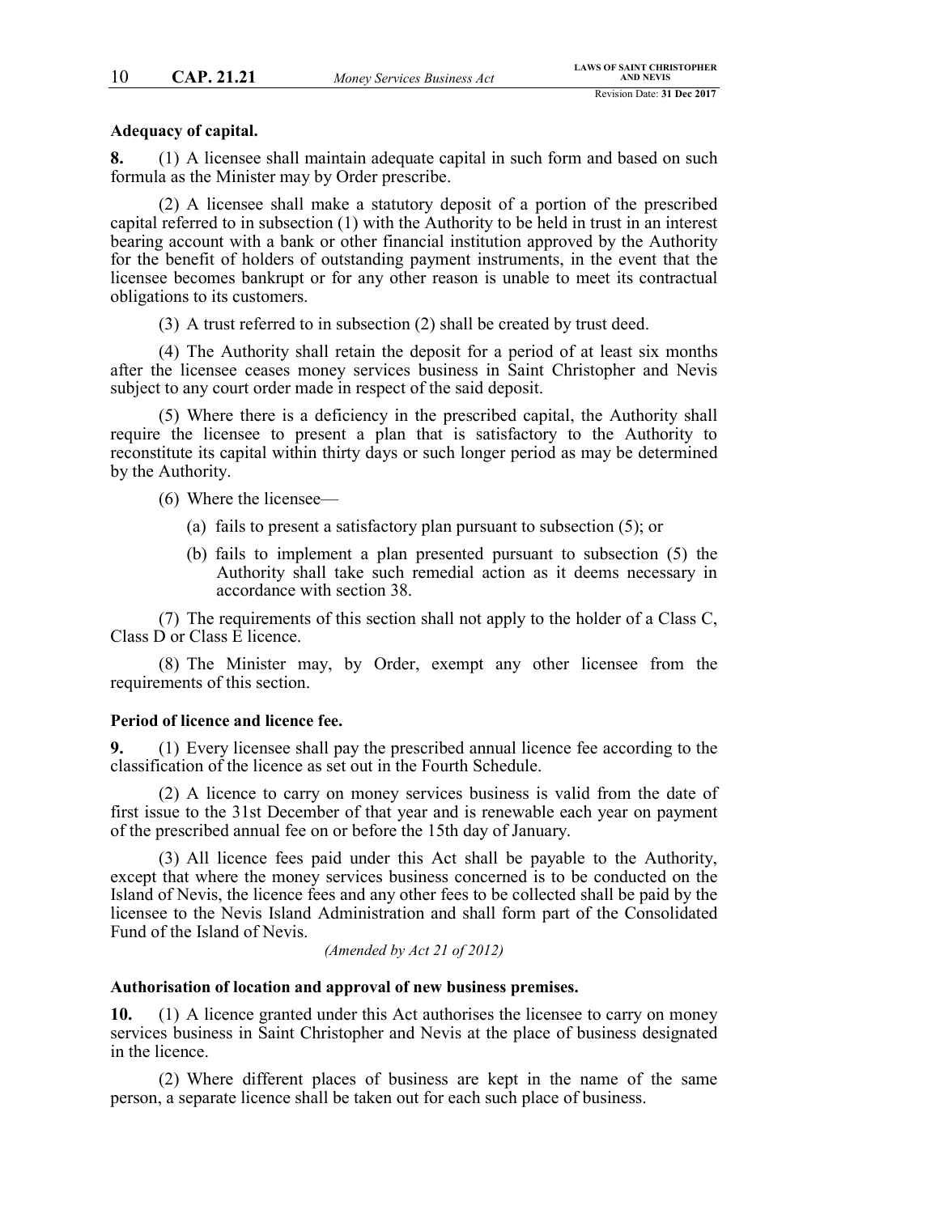**Adequacy of capital.**

**8.** (1) A licensee shall maintain adequate capital in such form and based on such formula as the Minister may by Order prescribe.

(2) A licensee shall make a statutory deposit of a portion of the prescribed capital referred to in subsection (1) with the Authority to be held in trust in an interest bearing account with a bank or other financial institution approved by the Authority for the benefit of holders of outstanding payment instruments, in the event that the licensee becomes bankrupt or for any other reason is unable to meet its contractual obligations to its customers.

(3) A trust referred to in subsection (2) shall be created by trust deed.

(4) The Authority shall retain the deposit for a period of at least six months after the licensee ceases money services business in Saint Christopher and Nevis subject to any court order made in respect of the said deposit.

(5) Where there is a deficiency in the prescribed capital, the Authority shall require the licensee to present a plan that is satisfactory to the Authority to reconstitute its capital within thirty days or such longer period as may be determined by the Authority.

(6) Where the licensee—

(a) fails to present a satisfactory plan pursuant to subsection (5); or

(b) fails to implement a plan presented pursuant to subsection (5) the Authority shall take such remedial action as it deems necessary in accordance with section 38.

(7) The requirements of this section shall not apply to the holder of a Class C, Class D or Class E licence.

(8) The Minister may, by Order, exempt any other licensee from the requirements of this section.

**Period of licence and licence fee.**

**9.** (1) Every licensee shall pay the prescribed annual licence fee according to the classification of the licence as set out in the Fourth Schedule.

(2) A licence to carry on money services business is valid from the date of first issue to the 31st December of that year and is renewable each year on payment of the prescribed annual fee on or before the 15th day of January.

(3) All licence fees paid under this Act shall be payable to the Authority, except that where the money services business concerned is to be conducted on the Island of Nevis, the licence fees and any other fees to be collected shall be paid by the licensee to the Nevis Island Administration and shall form part of the Consolidated Fund of the Island of Nevis.

*(Amended by Act 21 of 2012)*

**Authorisation of location and approval of new business premises.**

**10.** (1) A licence granted under this Act authorises the licensee to carry on money services business in Saint Christopher and Nevis at the place of business designated in the licence.

(2) Where different places of business are kept in the name of the same person, a separate licence shall be taken out for each such place of business.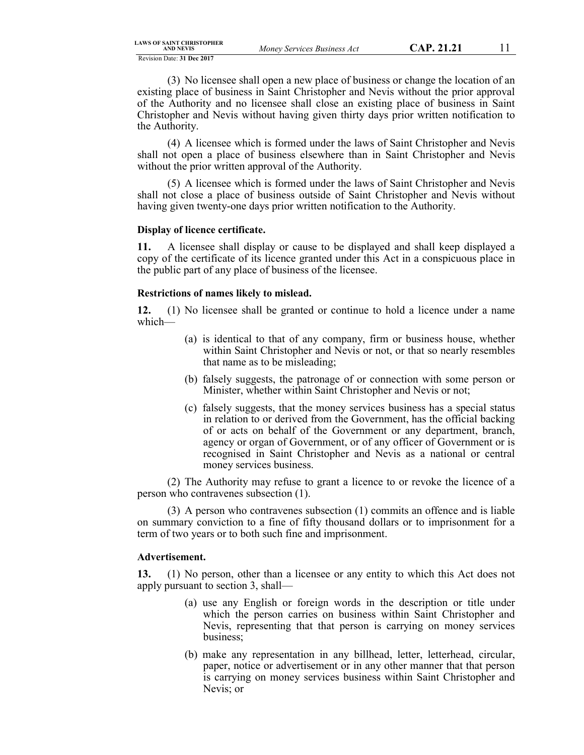(3) No licensee shall open a new place of business or change the location of an existing place of business in Saint Christopher and Nevis without the prior approval of the Authority and no licensee shall close an existing place of business in Saint Christopher and Nevis without having given thirty days prior written notification to the Authority.

(4) A licensee which is formed under the laws of Saint Christopher and Nevis shall not open a place of business elsewhere than in Saint Christopher and Nevis without the prior written approval of the Authority.

(5) A licensee which is formed under the laws of Saint Christopher and Nevis shall not close a place of business outside of Saint Christopher and Nevis without having given twenty-one days prior written notification to the Authority.

**Display of licence certificate.**

**11.** A licensee shall display or cause to be displayed and shall keep displayed a copy of the certificate of its licence granted under this Act in a conspicuous place in the public part of any place of business of the licensee.

**Restrictions of names likely to mislead.**

**12.** (1) No licensee shall be granted or continue to hold a licence under a name which—

(a) is identical to that of any company, firm or business house, whether within Saint Christopher and Nevis or not, or that so nearly resembles that name as to be misleading;

(b) falsely suggests, the patronage of or connection with some person or Minister, whether within Saint Christopher and Nevis or not;

(c) falsely suggests, that the money services business has a special status in relation to or derived from the Government, has the official backing of or acts on behalf of the Government or any department, branch, agency or organ of Government, or of any officer of Government or is recognised in Saint Christopher and Nevis as a national or central money services business.

(2) The Authority may refuse to grant a licence to or revoke the licence of a person who contravenes subsection (1).

(3) A person who contravenes subsection (1) commits an offence and is liable on summary conviction to a fine of fifty thousand dollars or to imprisonment for a term of two years or to both such fine and imprisonment.

**Advertisement.**

**13.** (1) No person, other than a licensee or any entity to which this Act does not apply pursuant to section 3, shall—

(a) use any English or foreign words in the description or title under which the person carries on business within Saint Christopher and Nevis, representing that that person is carrying on money services business;

(b) make any representation in any billhead, letter, letterhead, circular, paper, notice or advertisement or in any other manner that that person is carrying on money services business within Saint Christopher and Nevis; or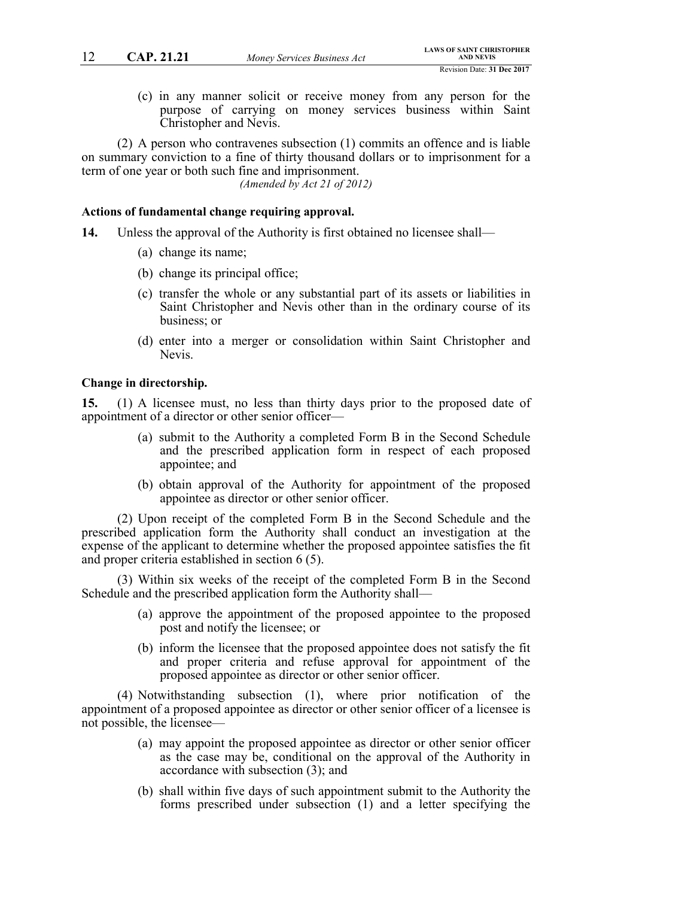(c) in any manner solicit or receive money from any person for the purpose of carrying on money services business within Saint Christopher and Nevis.

(2) A person who contravenes subsection (1) commits an offence and is liable on summary conviction to a fine of thirty thousand dollars or to imprisonment for a term of one year or both such fine and imprisonment.

*(Amended by Act 21 of 2012)*

**Actions of fundamental change requiring approval.**

**14.** Unless the approval of the Authority is first obtained no licensee shall—

(a) change its name;

(b) change its principal office;

(c) transfer the whole or any substantial part of its assets or liabilities in Saint Christopher and Nevis other than in the ordinary course of its business; or

(d) enter into a merger or consolidation within Saint Christopher and Nevis.

**Change in directorship.**

**15.** (1) A licensee must, no less than thirty days prior to the proposed date of appointment of a director or other senior officer—

(a) submit to the Authority a completed Form B in the Second Schedule and the prescribed application form in respect of each proposed appointee; and

(b) obtain approval of the Authority for appointment of the proposed appointee as director or other senior officer.

(2) Upon receipt of the completed Form B in the Second Schedule and the prescribed application form the Authority shall conduct an investigation at the expense of the applicant to determine whether the proposed appointee satisfies the fit and proper criteria established in section 6 (5).

(3) Within six weeks of the receipt of the completed Form B in the Second Schedule and the prescribed application form the Authority shall—

(a) approve the appointment of the proposed appointee to the proposed post and notify the licensee; or

(b) inform the licensee that the proposed appointee does not satisfy the fit and proper criteria and refuse approval for appointment of the proposed appointee as director or other senior officer.

(4) Notwithstanding subsection (1), where prior notification of the appointment of a proposed appointee as director or other senior officer of a licensee is not possible, the licensee—

(a) may appoint the proposed appointee as director or other senior officer as the case may be, conditional on the approval of the Authority in accordance with subsection (3); and

(b) shall within five days of such appointment submit to the Authority the forms prescribed under subsection (1) and a letter specifying the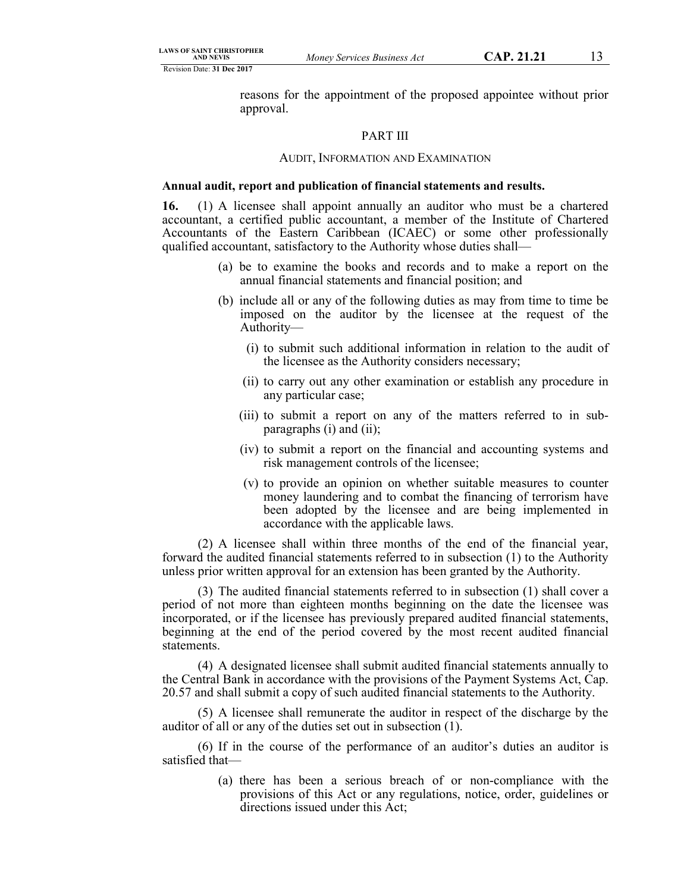reasons for the appointment of the proposed appointee without prior approval.

## PART III

### AUDIT, INFORMATION AND EXAMINATION

**Annual audit, report and publication of financial statements and results.**

**16.** (1) A licensee shall appoint annually an auditor who must be a chartered accountant, a certified public accountant, a member of the Institute of Chartered Accountants of the Eastern Caribbean (ICAEC) or some other professionally qualified accountant, satisfactory to the Authority whose duties shall—

- (a) be to examine the books and records and to make a report on the annual financial statements and financial position; and
- (b) include all or any of the following duties as may from time to time be imposed on the auditor by the licensee at the request of the Authority—
  - (i) to submit such additional information in relation to the audit of the licensee as the Authority considers necessary;
  - (ii) to carry out any other examination or establish any procedure in any particular case;
  - (iii) to submit a report on any of the matters referred to in sub-paragraphs (i) and (ii);
  - (iv) to submit a report on the financial and accounting systems and risk management controls of the licensee;
  - (v) to provide an opinion on whether suitable measures to counter money laundering and to combat the financing of terrorism have been adopted by the licensee and are being implemented in accordance with the applicable laws.

(2) A licensee shall within three months of the end of the financial year, forward the audited financial statements referred to in subsection (1) to the Authority unless prior written approval for an extension has been granted by the Authority.

(3) The audited financial statements referred to in subsection (1) shall cover a period of not more than eighteen months beginning on the date the licensee was incorporated, or if the licensee has previously prepared audited financial statements, beginning at the end of the period covered by the most recent audited financial statements.

(4) A designated licensee shall submit audited financial statements annually to the Central Bank in accordance with the provisions of the Payment Systems Act, Cap. 20.57 and shall submit a copy of such audited financial statements to the Authority.

(5) A licensee shall remunerate the auditor in respect of the discharge by the auditor of all or any of the duties set out in subsection (1).

(6) If in the course of the performance of an auditor's duties an auditor is satisfied that—

- (a) there has been a serious breach of or non-compliance with the provisions of this Act or any regulations, notice, order, guidelines or directions issued under this Act;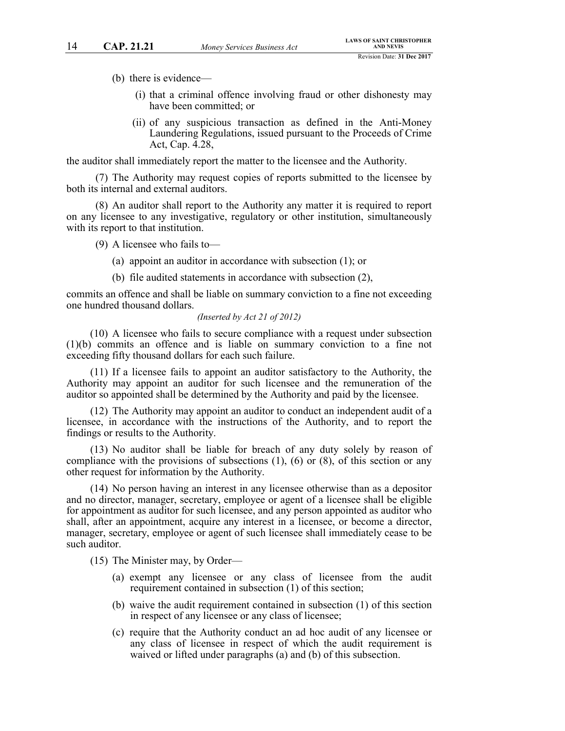(b) there is evidence—

   (i) that a criminal offence involving fraud or other dishonesty may have been committed; or

   (ii) of any suspicious transaction as defined in the Anti-Money Laundering Regulations, issued pursuant to the Proceeds of Crime Act, Cap. 4.28,

the auditor shall immediately report the matter to the licensee and the Authority.

(7) The Authority may request copies of reports submitted to the licensee by both its internal and external auditors.

(8) An auditor shall report to the Authority any matter it is required to report on any licensee to any investigative, regulatory or other institution, simultaneously with its report to that institution.

(9) A licensee who fails to—

(a) appoint an auditor in accordance with subsection (1); or

(b) file audited statements in accordance with subsection (2),

commits an offence and shall be liable on summary conviction to a fine not exceeding one hundred thousand dollars.

*(Inserted by Act 21 of 2012)*

(10) A licensee who fails to secure compliance with a request under subsection (1)(b) commits an offence and is liable on summary conviction to a fine not exceeding fifty thousand dollars for each such failure.

(11) If a licensee fails to appoint an auditor satisfactory to the Authority, the Authority may appoint an auditor for such licensee and the remuneration of the auditor so appointed shall be determined by the Authority and paid by the licensee.

(12) The Authority may appoint an auditor to conduct an independent audit of a licensee, in accordance with the instructions of the Authority, and to report the findings or results to the Authority.

(13) No auditor shall be liable for breach of any duty solely by reason of compliance with the provisions of subsections (1), (6) or (8), of this section or any other request for information by the Authority.

(14) No person having an interest in any licensee otherwise than as a depositor and no director, manager, secretary, employee or agent of a licensee shall be eligible for appointment as auditor for such licensee, and any person appointed as auditor who shall, after an appointment, acquire any interest in a licensee, or become a director, manager, secretary, employee or agent of such licensee shall immediately cease to be such auditor.

(15) The Minister may, by Order—

(a) exempt any licensee or any class of licensee from the audit requirement contained in subsection (1) of this section;

(b) waive the audit requirement contained in subsection (1) of this section in respect of any licensee or any class of licensee;

(c) require that the Authority conduct an ad hoc audit of any licensee or any class of licensee in respect of which the audit requirement is waived or lifted under paragraphs (a) and (b) of this subsection.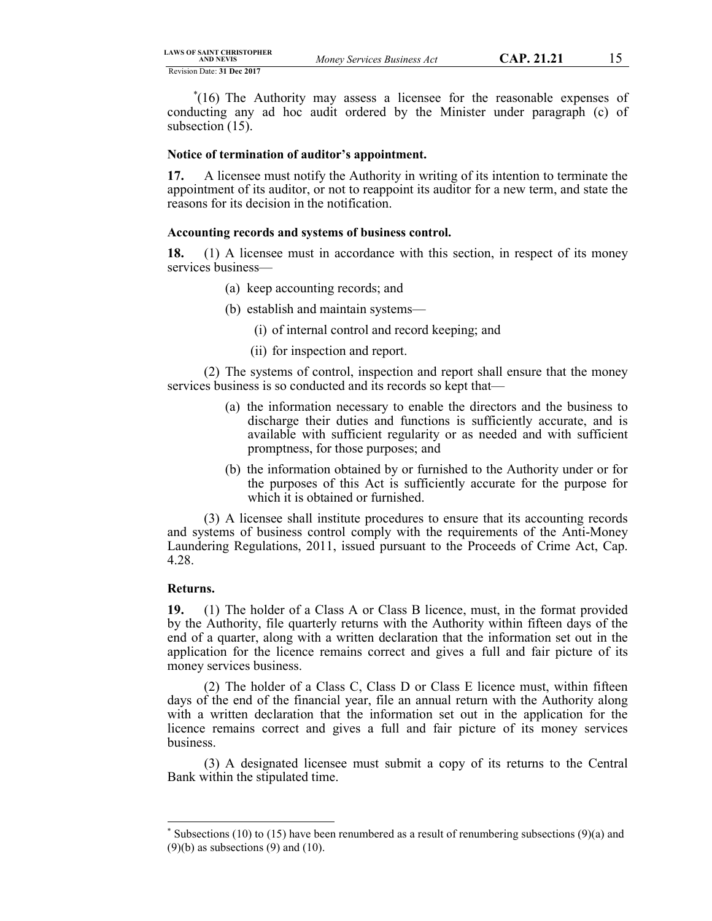*(16) The Authority may assess a licensee for the reasonable expenses of conducting any ad hoc audit ordered by the Minister under paragraph (c) of subsection (15).

**Notice of termination of auditor's appointment.**

**17.** A licensee must notify the Authority in writing of its intention to terminate the appointment of its auditor, or not to reappoint its auditor for a new term, and state the reasons for its decision in the notification.

**Accounting records and systems of business control.**

**18.** (1) A licensee must in accordance with this section, in respect of its money services business—

- (a) keep accounting records; and
- (b) establish and maintain systems—
  - (i) of internal control and record keeping; and
  - (ii) for inspection and report.

(2) The systems of control, inspection and report shall ensure that the money services business is so conducted and its records so kept that—

- (a) the information necessary to enable the directors and the business to discharge their duties and functions is sufficiently accurate, and is available with sufficient regularity or as needed and with sufficient promptness, for those purposes; and
- (b) the information obtained by or furnished to the Authority under or for the purposes of this Act is sufficiently accurate for the purpose for which it is obtained or furnished.

(3) A licensee shall institute procedures to ensure that its accounting records and systems of business control comply with the requirements of the Anti-Money Laundering Regulations, 2011, issued pursuant to the Proceeds of Crime Act, Cap. 4.28.

**Returns.**

**19.** (1) The holder of a Class A or Class B licence, must, in the format provided by the Authority, file quarterly returns with the Authority within fifteen days of the end of a quarter, along with a written declaration that the information set out in the application for the licence remains correct and gives a full and fair picture of its money services business.

(2) The holder of a Class C, Class D or Class E licence must, within fifteen days of the end of the financial year, file an annual return with the Authority along with a written declaration that the information set out in the application for the licence remains correct and gives a full and fair picture of its money services business.

(3) A designated licensee must submit a copy of its returns to the Central Bank within the stipulated time.

---

* Subsections (10) to (15) have been renumbered as a result of renumbering subsections (9)(a) and (9)(b) as subsections (9) and (10).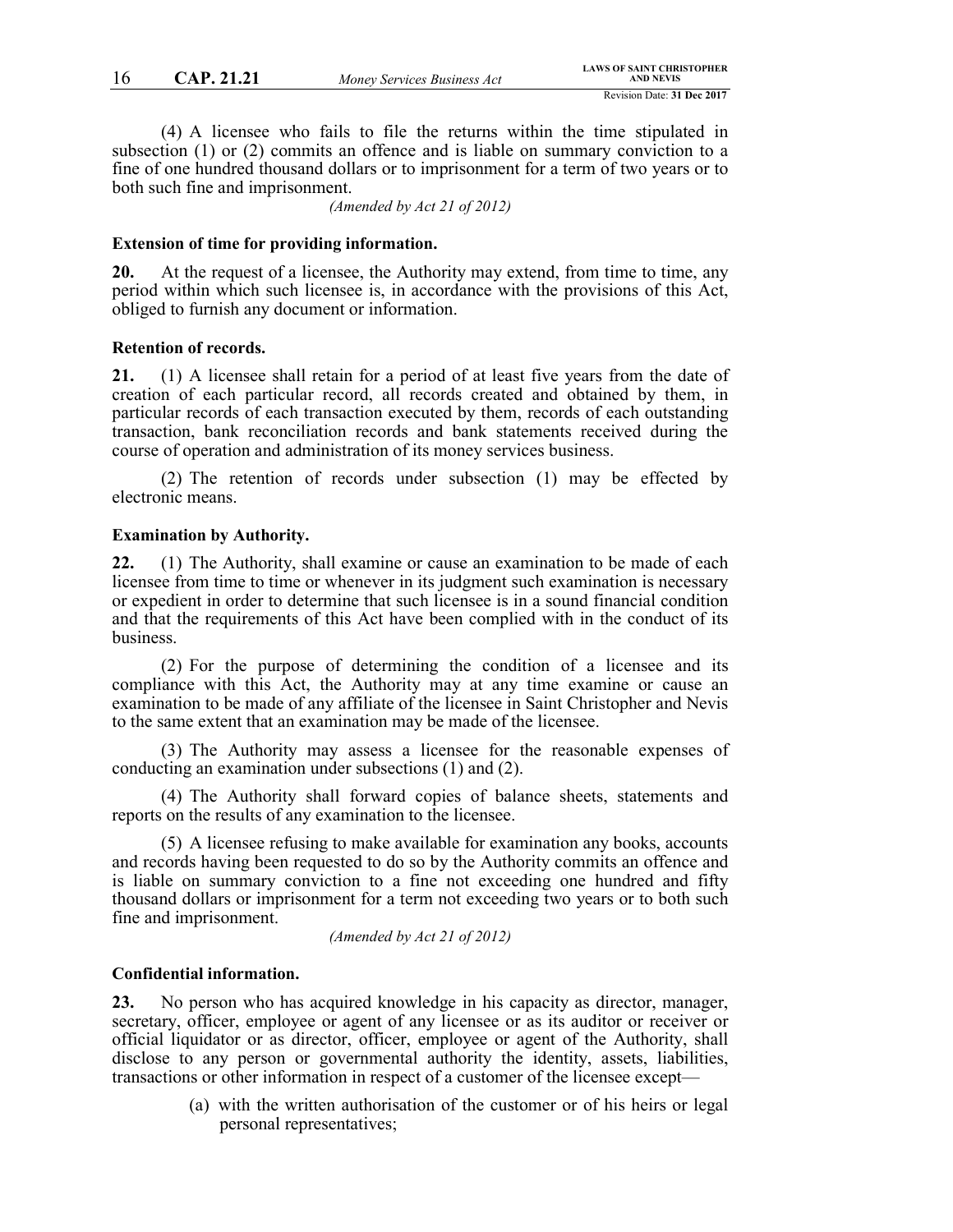(4) A licensee who fails to file the returns within the time stipulated in subsection (1) or (2) commits an offence and is liable on summary conviction to a fine of one hundred thousand dollars or to imprisonment for a term of two years or to both such fine and imprisonment.

*(Amended by Act 21 of 2012)*

**Extension of time for providing information.**

**20.** At the request of a licensee, the Authority may extend, from time to time, any period within which such licensee is, in accordance with the provisions of this Act, obliged to furnish any document or information.

**Retention of records.**

**21.** (1) A licensee shall retain for a period of at least five years from the date of creation of each particular record, all records created and obtained by them, in particular records of each transaction executed by them, records of each outstanding transaction, bank reconciliation records and bank statements received during the course of operation and administration of its money services business.

(2) The retention of records under subsection (1) may be effected by electronic means.

**Examination by Authority.**

**22.** (1) The Authority, shall examine or cause an examination to be made of each licensee from time to time or whenever in its judgment such examination is necessary or expedient in order to determine that such licensee is in a sound financial condition and that the requirements of this Act have been complied with in the conduct of its business.

(2) For the purpose of determining the condition of a licensee and its compliance with this Act, the Authority may at any time examine or cause an examination to be made of any affiliate of the licensee in Saint Christopher and Nevis to the same extent that an examination may be made of the licensee.

(3) The Authority may assess a licensee for the reasonable expenses of conducting an examination under subsections (1) and (2).

(4) The Authority shall forward copies of balance sheets, statements and reports on the results of any examination to the licensee.

(5) A licensee refusing to make available for examination any books, accounts and records having been requested to do so by the Authority commits an offence and is liable on summary conviction to a fine not exceeding one hundred and fifty thousand dollars or imprisonment for a term not exceeding two years or to both such fine and imprisonment.

*(Amended by Act 21 of 2012)*

**Confidential information.**

**23.** No person who has acquired knowledge in his capacity as director, manager, secretary, officer, employee or agent of any licensee or as its auditor or receiver or official liquidator or as director, officer, employee or agent of the Authority, shall disclose to any person or governmental authority the identity, assets, liabilities, transactions or other information in respect of a customer of the licensee except—

(a) with the written authorisation of the customer or of his heirs or legal personal representatives;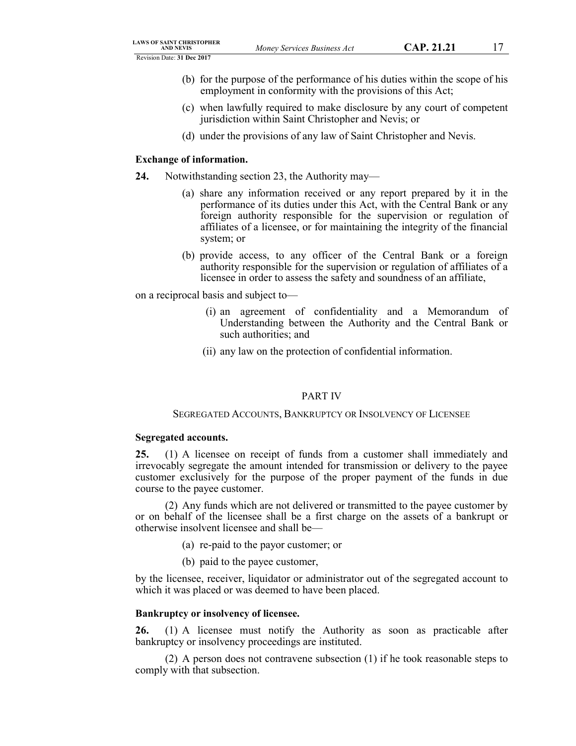(b) for the purpose of the performance of his duties within the scope of his employment in conformity with the provisions of this Act;

(c) when lawfully required to make disclosure by any court of competent jurisdiction within Saint Christopher and Nevis; or

(d) under the provisions of any law of Saint Christopher and Nevis.

**Exchange of information.**

**24.** Notwithstanding section 23, the Authority may—

(a) share any information received or any report prepared by it in the performance of its duties under this Act, with the Central Bank or any foreign authority responsible for the supervision or regulation of affiliates of a licensee, or for maintaining the integrity of the financial system; or

(b) provide access, to any officer of the Central Bank or a foreign authority responsible for the supervision or regulation of affiliates of a licensee in order to assess the safety and soundness of an affiliate,

on a reciprocal basis and subject to—

(i) an agreement of confidentiality and a Memorandum of Understanding between the Authority and the Central Bank or such authorities; and

(ii) any law on the protection of confidential information.

## PART IV

### SEGREGATED ACCOUNTS, BANKRUPTCY OR INSOLVENCY OF LICENSEE

**Segregated accounts.**

**25.** (1) A licensee on receipt of funds from a customer shall immediately and irrevocably segregate the amount intended for transmission or delivery to the payee customer exclusively for the purpose of the proper payment of the funds in due course to the payee customer.

(2) Any funds which are not delivered or transmitted to the payee customer by or on behalf of the licensee shall be a first charge on the assets of a bankrupt or otherwise insolvent licensee and shall be—

(a) re-paid to the payor customer; or

(b) paid to the payee customer,

by the licensee, receiver, liquidator or administrator out of the segregated account to which it was placed or was deemed to have been placed.

**Bankruptcy or insolvency of licensee.**

**26.** (1) A licensee must notify the Authority as soon as practicable after bankruptcy or insolvency proceedings are instituted.

(2) A person does not contravene subsection (1) if he took reasonable steps to comply with that subsection.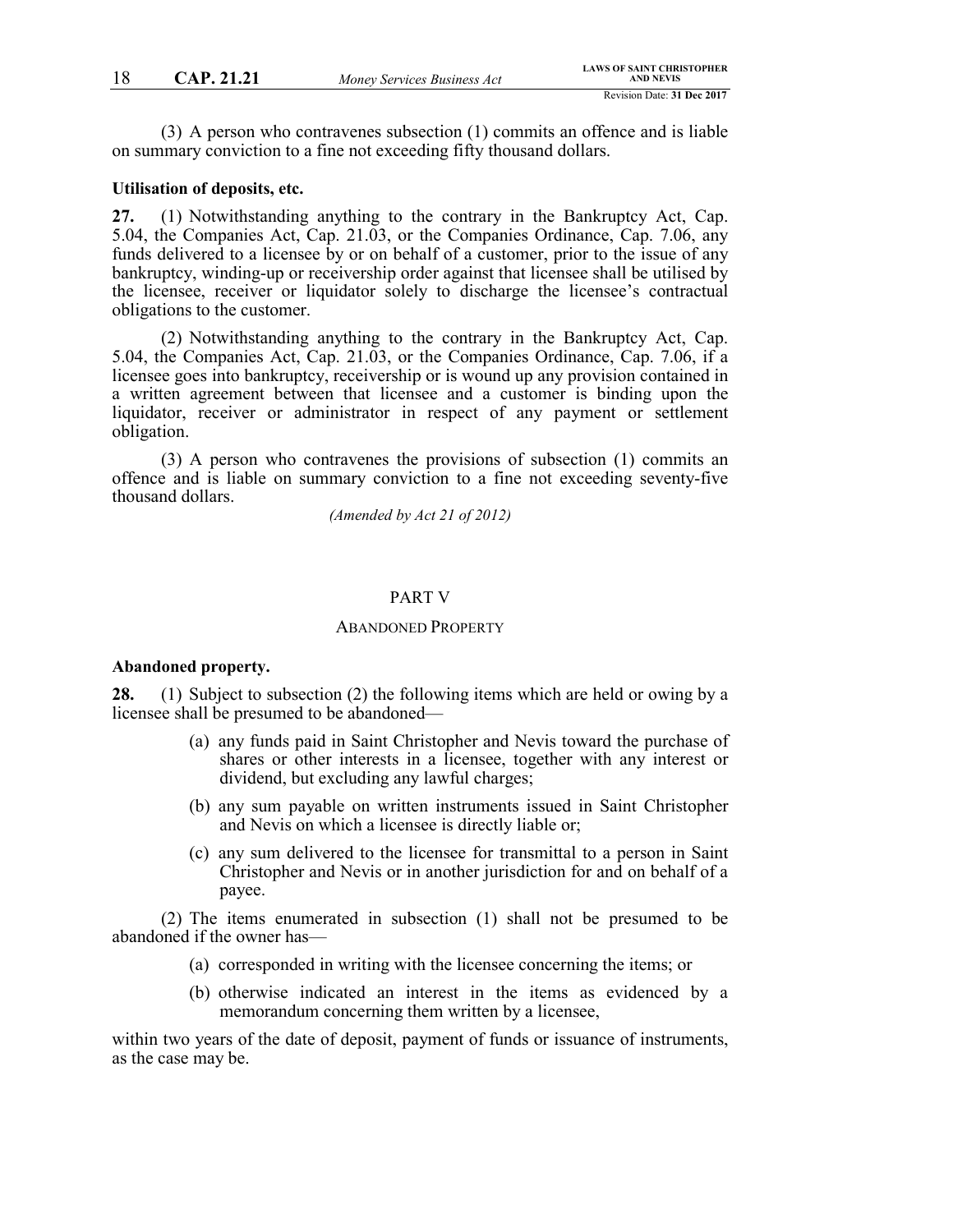(3) A person who contravenes subsection (1) commits an offence and is liable on summary conviction to a fine not exceeding fifty thousand dollars.

**Utilisation of deposits, etc.**

**27.** (1) Notwithstanding anything to the contrary in the Bankruptcy Act, Cap. 5.04, the Companies Act, Cap. 21.03, or the Companies Ordinance, Cap. 7.06, any funds delivered to a licensee by or on behalf of a customer, prior to the issue of any bankruptcy, winding-up or receivership order against that licensee shall be utilised by the licensee, receiver or liquidator solely to discharge the licensee's contractual obligations to the customer.

(2) Notwithstanding anything to the contrary in the Bankruptcy Act, Cap. 5.04, the Companies Act, Cap. 21.03, or the Companies Ordinance, Cap. 7.06, if a licensee goes into bankruptcy, receivership or is wound up any provision contained in a written agreement between that licensee and a customer is binding upon the liquidator, receiver or administrator in respect of any payment or settlement obligation.

(3) A person who contravenes the provisions of subsection (1) commits an offence and is liable on summary conviction to a fine not exceeding seventy-five thousand dollars.

*(Amended by Act 21 of 2012)*

## PART V

## ABANDONED PROPERTY

**Abandoned property.**

**28.** (1) Subject to subsection (2) the following items which are held or owing by a licensee shall be presumed to be abandoned—

(a) any funds paid in Saint Christopher and Nevis toward the purchase of shares or other interests in a licensee, together with any interest or dividend, but excluding any lawful charges;

(b) any sum payable on written instruments issued in Saint Christopher and Nevis on which a licensee is directly liable or;

(c) any sum delivered to the licensee for transmittal to a person in Saint Christopher and Nevis or in another jurisdiction for and on behalf of a payee.

(2) The items enumerated in subsection (1) shall not be presumed to be abandoned if the owner has—

(a) corresponded in writing with the licensee concerning the items; or

(b) otherwise indicated an interest in the items as evidenced by a memorandum concerning them written by a licensee,

within two years of the date of deposit, payment of funds or issuance of instruments, as the case may be.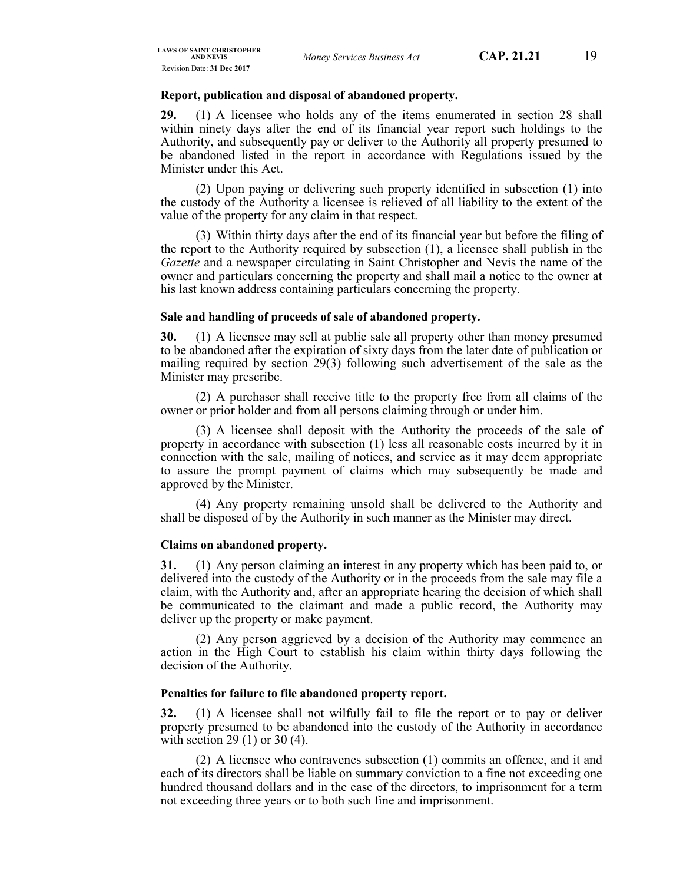**Report, publication and disposal of abandoned property.**

**29.** (1) A licensee who holds any of the items enumerated in section 28 shall within ninety days after the end of its financial year report such holdings to the Authority, and subsequently pay or deliver to the Authority all property presumed to be abandoned listed in the report in accordance with Regulations issued by the Minister under this Act.

(2) Upon paying or delivering such property identified in subsection (1) into the custody of the Authority a licensee is relieved of all liability to the extent of the value of the property for any claim in that respect.

(3) Within thirty days after the end of its financial year but before the filing of the report to the Authority required by subsection (1), a licensee shall publish in the *Gazette* and a newspaper circulating in Saint Christopher and Nevis the name of the owner and particulars concerning the property and shall mail a notice to the owner at his last known address containing particulars concerning the property.

**Sale and handling of proceeds of sale of abandoned property.**

**30.** (1) A licensee may sell at public sale all property other than money presumed to be abandoned after the expiration of sixty days from the later date of publication or mailing required by section 29(3) following such advertisement of the sale as the Minister may prescribe.

(2) A purchaser shall receive title to the property free from all claims of the owner or prior holder and from all persons claiming through or under him.

(3) A licensee shall deposit with the Authority the proceeds of the sale of property in accordance with subsection (1) less all reasonable costs incurred by it in connection with the sale, mailing of notices, and service as it may deem appropriate to assure the prompt payment of claims which may subsequently be made and approved by the Minister.

(4) Any property remaining unsold shall be delivered to the Authority and shall be disposed of by the Authority in such manner as the Minister may direct.

**Claims on abandoned property.**

**31.** (1) Any person claiming an interest in any property which has been paid to, or delivered into the custody of the Authority or in the proceeds from the sale may file a claim, with the Authority and, after an appropriate hearing the decision of which shall be communicated to the claimant and made a public record, the Authority may deliver up the property or make payment.

(2) Any person aggrieved by a decision of the Authority may commence an action in the High Court to establish his claim within thirty days following the decision of the Authority.

**Penalties for failure to file abandoned property report.**

**32.** (1) A licensee shall not wilfully fail to file the report or to pay or deliver property presumed to be abandoned into the custody of the Authority in accordance with section 29 (1) or 30 (4).

(2) A licensee who contravenes subsection (1) commits an offence, and it and each of its directors shall be liable on summary conviction to a fine not exceeding one hundred thousand dollars and in the case of the directors, to imprisonment for a term not exceeding three years or to both such fine and imprisonment.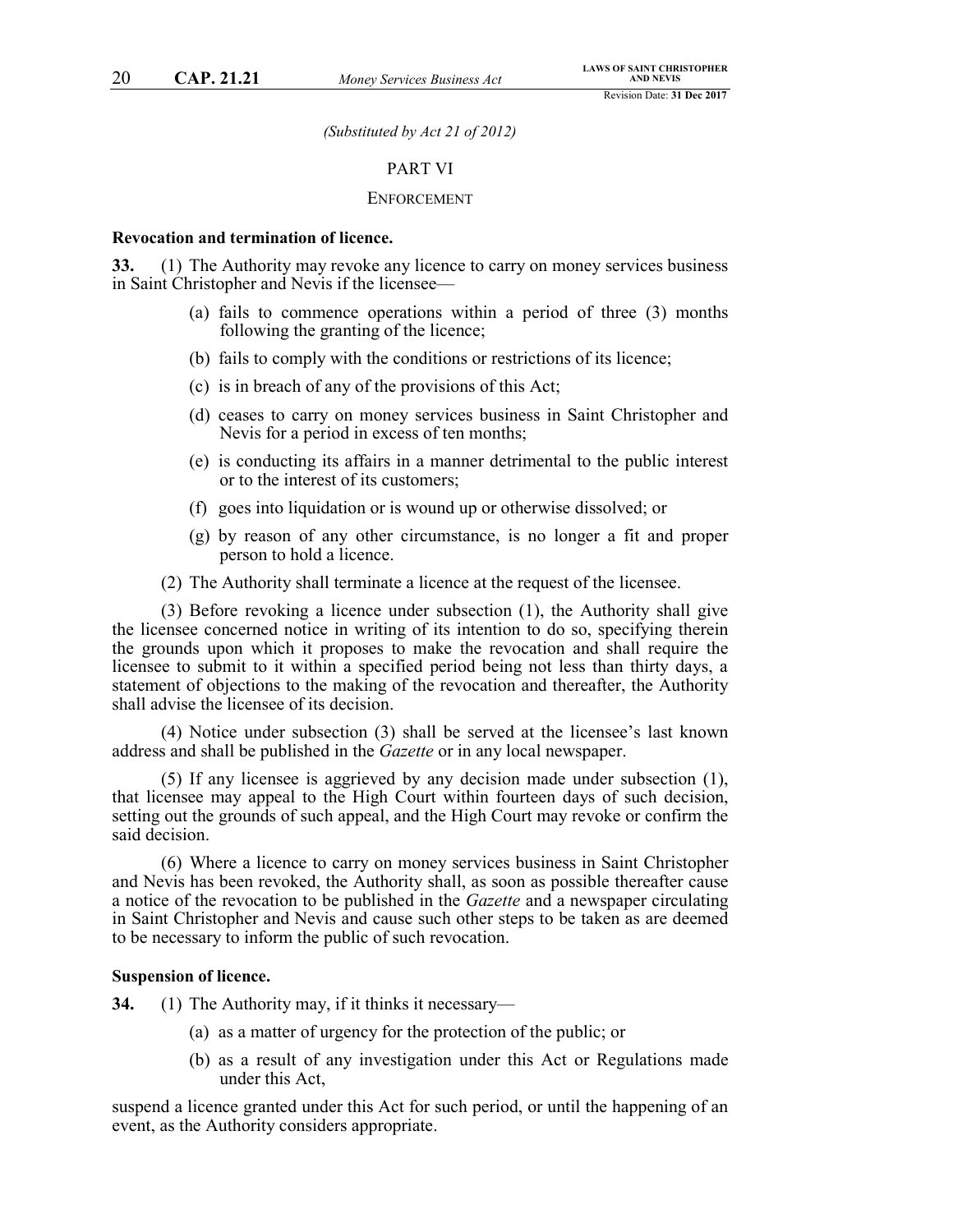*(Substituted by Act 21 of 2012)*

## PART VI

## ENFORCEMENT

**Revocation and termination of licence.**

**33.** (1) The Authority may revoke any licence to carry on money services business in Saint Christopher and Nevis if the licensee—

(a) fails to commence operations within a period of three (3) months following the granting of the licence;

(b) fails to comply with the conditions or restrictions of its licence;

(c) is in breach of any of the provisions of this Act;

(d) ceases to carry on money services business in Saint Christopher and Nevis for a period in excess of ten months;

(e) is conducting its affairs in a manner detrimental to the public interest or to the interest of its customers;

(f) goes into liquidation or is wound up or otherwise dissolved; or

(g) by reason of any other circumstance, is no longer a fit and proper person to hold a licence.

(2) The Authority shall terminate a licence at the request of the licensee.

(3) Before revoking a licence under subsection (1), the Authority shall give the licensee concerned notice in writing of its intention to do so, specifying therein the grounds upon which it proposes to make the revocation and shall require the licensee to submit to it within a specified period being not less than thirty days, a statement of objections to the making of the revocation and thereafter, the Authority shall advise the licensee of its decision.

(4) Notice under subsection (3) shall be served at the licensee's last known address and shall be published in the *Gazette* or in any local newspaper.

(5) If any licensee is aggrieved by any decision made under subsection (1), that licensee may appeal to the High Court within fourteen days of such decision, setting out the grounds of such appeal, and the High Court may revoke or confirm the said decision.

(6) Where a licence to carry on money services business in Saint Christopher and Nevis has been revoked, the Authority shall, as soon as possible thereafter cause a notice of the revocation to be published in the *Gazette* and a newspaper circulating in Saint Christopher and Nevis and cause such other steps to be taken as are deemed to be necessary to inform the public of such revocation.

**Suspension of licence.**

**34.** (1) The Authority may, if it thinks it necessary—

(a) as a matter of urgency for the protection of the public; or

(b) as a result of any investigation under this Act or Regulations made under this Act,

suspend a licence granted under this Act for such period, or until the happening of an event, as the Authority considers appropriate.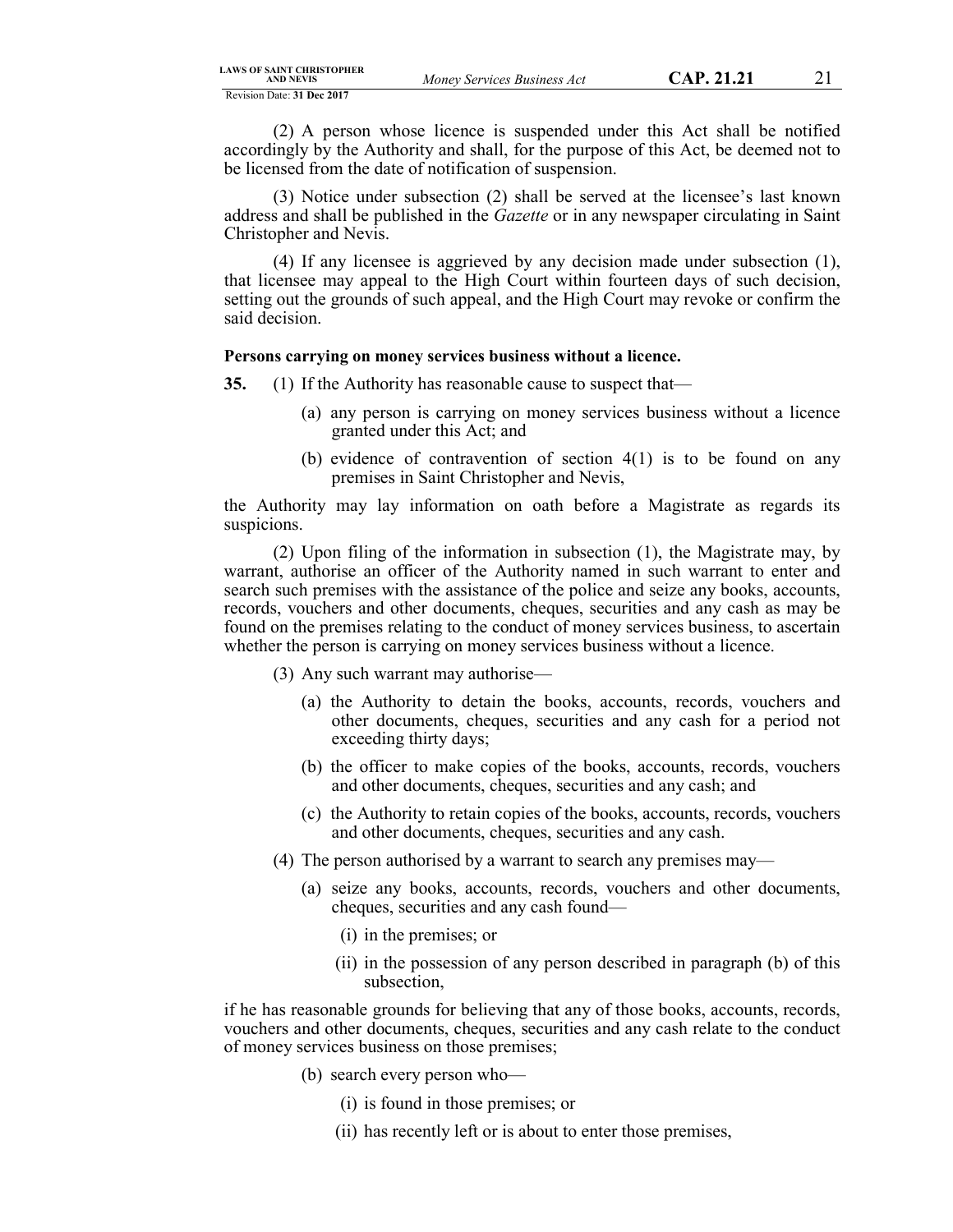(2) A person whose licence is suspended under this Act shall be notified accordingly by the Authority and shall, for the purpose of this Act, be deemed not to be licensed from the date of notification of suspension.

(3) Notice under subsection (2) shall be served at the licensee's last known address and shall be published in the *Gazette* or in any newspaper circulating in Saint Christopher and Nevis.

(4) If any licensee is aggrieved by any decision made under subsection (1), that licensee may appeal to the High Court within fourteen days of such decision, setting out the grounds of such appeal, and the High Court may revoke or confirm the said decision.

**Persons carrying on money services business without a licence.**

**35.** (1) If the Authority has reasonable cause to suspect that—

(a) any person is carrying on money services business without a licence granted under this Act; and

(b) evidence of contravention of section 4(1) is to be found on any premises in Saint Christopher and Nevis,

the Authority may lay information on oath before a Magistrate as regards its suspicions.

(2) Upon filing of the information in subsection (1), the Magistrate may, by warrant, authorise an officer of the Authority named in such warrant to enter and search such premises with the assistance of the police and seize any books, accounts, records, vouchers and other documents, cheques, securities and any cash as may be found on the premises relating to the conduct of money services business, to ascertain whether the person is carrying on money services business without a licence.

(3) Any such warrant may authorise—

(a) the Authority to detain the books, accounts, records, vouchers and other documents, cheques, securities and any cash for a period not exceeding thirty days;

(b) the officer to make copies of the books, accounts, records, vouchers and other documents, cheques, securities and any cash; and

(c) the Authority to retain copies of the books, accounts, records, vouchers and other documents, cheques, securities and any cash.

(4) The person authorised by a warrant to search any premises may—

(a) seize any books, accounts, records, vouchers and other documents, cheques, securities and any cash found—

(i) in the premises; or

(ii) in the possession of any person described in paragraph (b) of this subsection,

if he has reasonable grounds for believing that any of those books, accounts, records, vouchers and other documents, cheques, securities and any cash relate to the conduct of money services business on those premises;

(b) search every person who—

(i) is found in those premises; or

(ii) has recently left or is about to enter those premises,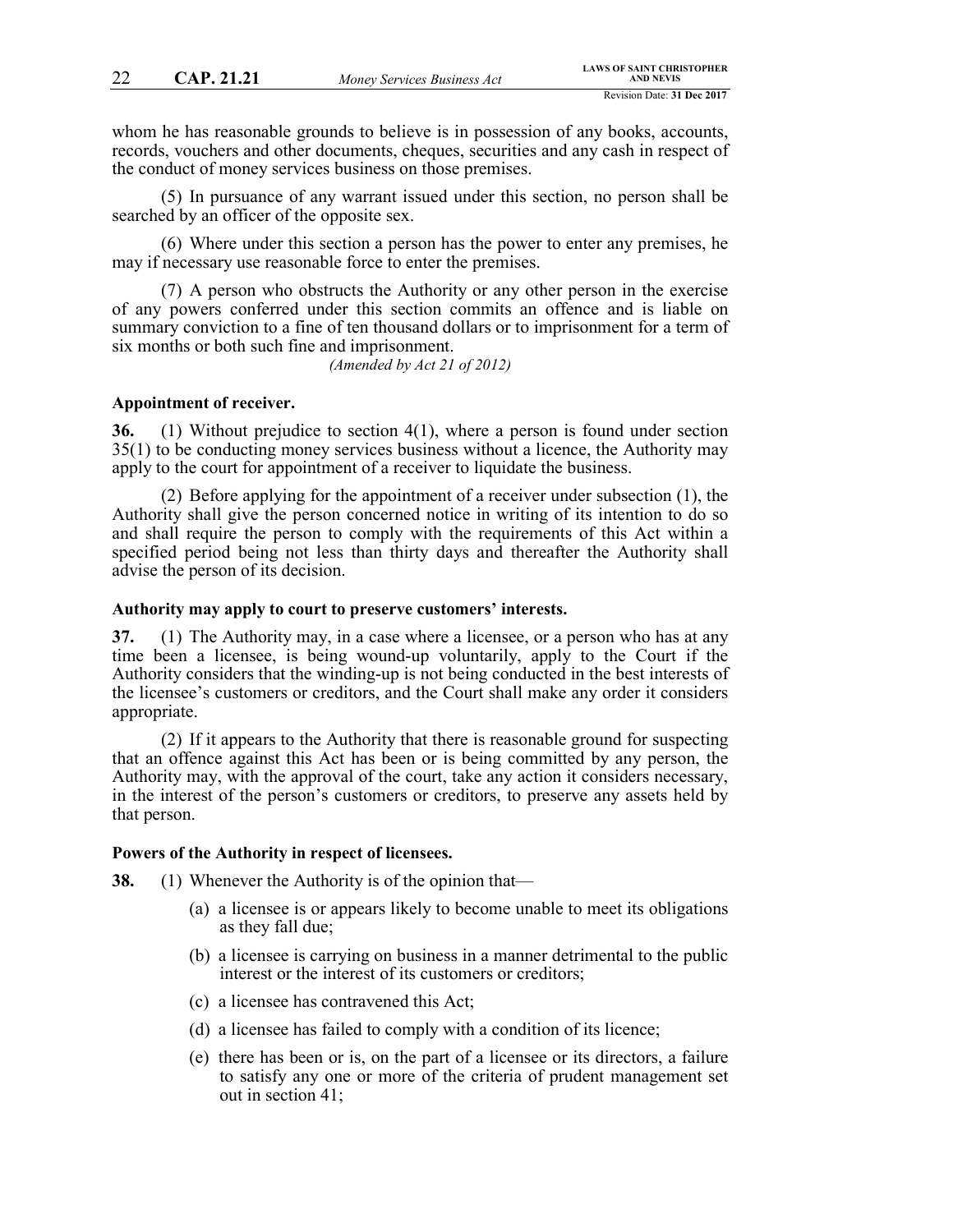whom he has reasonable grounds to believe is in possession of any books, accounts, records, vouchers and other documents, cheques, securities and any cash in respect of the conduct of money services business on those premises.

(5) In pursuance of any warrant issued under this section, no person shall be searched by an officer of the opposite sex.

(6) Where under this section a person has the power to enter any premises, he may if necessary use reasonable force to enter the premises.

(7) A person who obstructs the Authority or any other person in the exercise of any powers conferred under this section commits an offence and is liable on summary conviction to a fine of ten thousand dollars or to imprisonment for a term of six months or both such fine and imprisonment.

*(Amended by Act 21 of 2012)*

**Appointment of receiver.**

**36.** (1) Without prejudice to section 4(1), where a person is found under section 35(1) to be conducting money services business without a licence, the Authority may apply to the court for appointment of a receiver to liquidate the business.

(2) Before applying for the appointment of a receiver under subsection (1), the Authority shall give the person concerned notice in writing of its intention to do so and shall require the person to comply with the requirements of this Act within a specified period being not less than thirty days and thereafter the Authority shall advise the person of its decision.

**Authority may apply to court to preserve customers' interests.**

**37.** (1) The Authority may, in a case where a licensee, or a person who has at any time been a licensee, is being wound-up voluntarily, apply to the Court if the Authority considers that the winding-up is not being conducted in the best interests of the licensee's customers or creditors, and the Court shall make any order it considers appropriate.

(2) If it appears to the Authority that there is reasonable ground for suspecting that an offence against this Act has been or is being committed by any person, the Authority may, with the approval of the court, take any action it considers necessary, in the interest of the person's customers or creditors, to preserve any assets held by that person.

**Powers of the Authority in respect of licensees.**

**38.** (1) Whenever the Authority is of the opinion that—

- (a) a licensee is or appears likely to become unable to meet its obligations as they fall due;
- (b) a licensee is carrying on business in a manner detrimental to the public interest or the interest of its customers or creditors;
- (c) a licensee has contravened this Act;
- (d) a licensee has failed to comply with a condition of its licence;
- (e) there has been or is, on the part of a licensee or its directors, a failure to satisfy any one or more of the criteria of prudent management set out in section 41;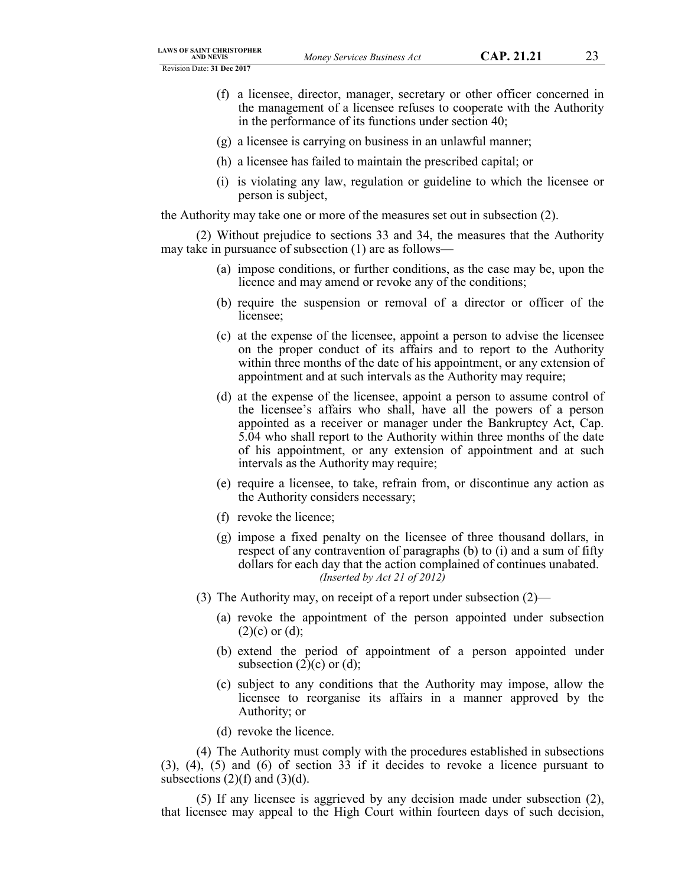(f) a licensee, director, manager, secretary or other officer concerned in the management of a licensee refuses to cooperate with the Authority in the performance of its functions under section 40;

(g) a licensee is carrying on business in an unlawful manner;

(h) a licensee has failed to maintain the prescribed capital; or

(i) is violating any law, regulation or guideline to which the licensee or person is subject,

the Authority may take one or more of the measures set out in subsection (2).

(2) Without prejudice to sections 33 and 34, the measures that the Authority may take in pursuance of subsection (1) are as follows—

(a) impose conditions, or further conditions, as the case may be, upon the licence and may amend or revoke any of the conditions;

(b) require the suspension or removal of a director or officer of the licensee;

(c) at the expense of the licensee, appoint a person to advise the licensee on the proper conduct of its affairs and to report to the Authority within three months of the date of his appointment, or any extension of appointment and at such intervals as the Authority may require;

(d) at the expense of the licensee, appoint a person to assume control of the licensee's affairs who shall, have all the powers of a person appointed as a receiver or manager under the Bankruptcy Act, Cap. 5.04 who shall report to the Authority within three months of the date of his appointment, or any extension of appointment and at such intervals as the Authority may require;

(e) require a licensee, to take, refrain from, or discontinue any action as the Authority considers necessary;

(f) revoke the licence;

(g) impose a fixed penalty on the licensee of three thousand dollars, in respect of any contravention of paragraphs (b) to (i) and a sum of fifty dollars for each day that the action complained of continues unabated. *(Inserted by Act 21 of 2012)*

(3) The Authority may, on receipt of a report under subsection (2)—

(a) revoke the appointment of the person appointed under subsection (2)(c) or (d);

(b) extend the period of appointment of a person appointed under subsection (2)(c) or (d);

(c) subject to any conditions that the Authority may impose, allow the licensee to reorganise its affairs in a manner approved by the Authority; or

(d) revoke the licence.

(4) The Authority must comply with the procedures established in subsections (3), (4), (5) and (6) of section 33 if it decides to revoke a licence pursuant to subsections (2)(f) and (3)(d).

(5) If any licensee is aggrieved by any decision made under subsection (2), that licensee may appeal to the High Court within fourteen days of such decision,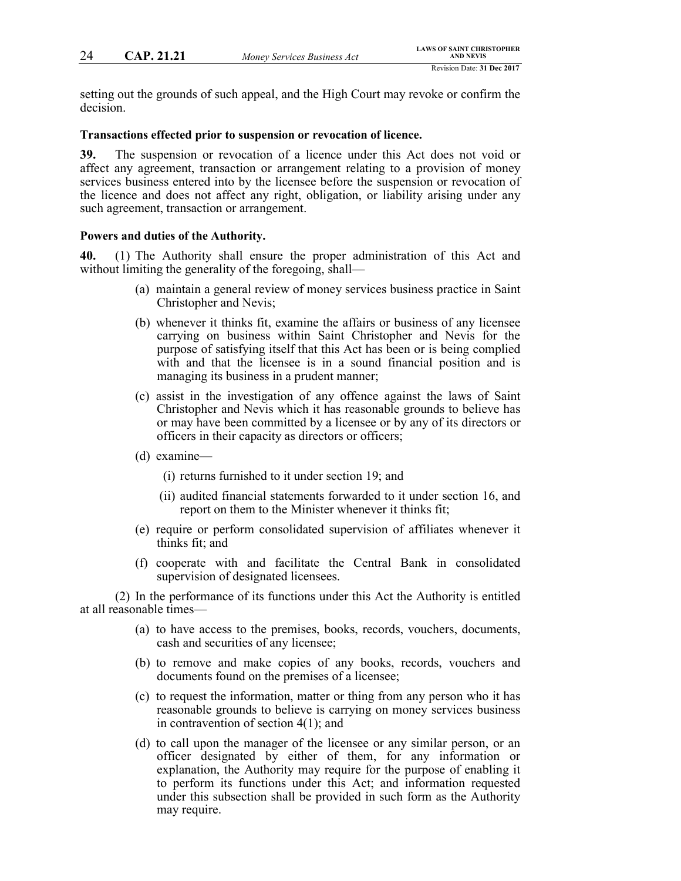setting out the grounds of such appeal, and the High Court may revoke or confirm the decision.

**Transactions effected prior to suspension or revocation of licence.**

**39.** The suspension or revocation of a licence under this Act does not void or affect any agreement, transaction or arrangement relating to a provision of money services business entered into by the licensee before the suspension or revocation of the licence and does not affect any right, obligation, or liability arising under any such agreement, transaction or arrangement.

**Powers and duties of the Authority.**

**40.** (1) The Authority shall ensure the proper administration of this Act and without limiting the generality of the foregoing, shall—

- (a) maintain a general review of money services business practice in Saint Christopher and Nevis;
- (b) whenever it thinks fit, examine the affairs or business of any licensee carrying on business within Saint Christopher and Nevis for the purpose of satisfying itself that this Act has been or is being complied with and that the licensee is in a sound financial position and is managing its business in a prudent manner;
- (c) assist in the investigation of any offence against the laws of Saint Christopher and Nevis which it has reasonable grounds to believe has or may have been committed by a licensee or by any of its directors or officers in their capacity as directors or officers;
- (d) examine—
  - (i) returns furnished to it under section 19; and
  - (ii) audited financial statements forwarded to it under section 16, and report on them to the Minister whenever it thinks fit;
- (e) require or perform consolidated supervision of affiliates whenever it thinks fit; and
- (f) cooperate with and facilitate the Central Bank in consolidated supervision of designated licensees.

(2) In the performance of its functions under this Act the Authority is entitled at all reasonable times—

- (a) to have access to the premises, books, records, vouchers, documents, cash and securities of any licensee;
- (b) to remove and make copies of any books, records, vouchers and documents found on the premises of a licensee;
- (c) to request the information, matter or thing from any person who it has reasonable grounds to believe is carrying on money services business in contravention of section 4(1); and
- (d) to call upon the manager of the licensee or any similar person, or an officer designated by either of them, for any information or explanation, the Authority may require for the purpose of enabling it to perform its functions under this Act; and information requested under this subsection shall be provided in such form as the Authority may require.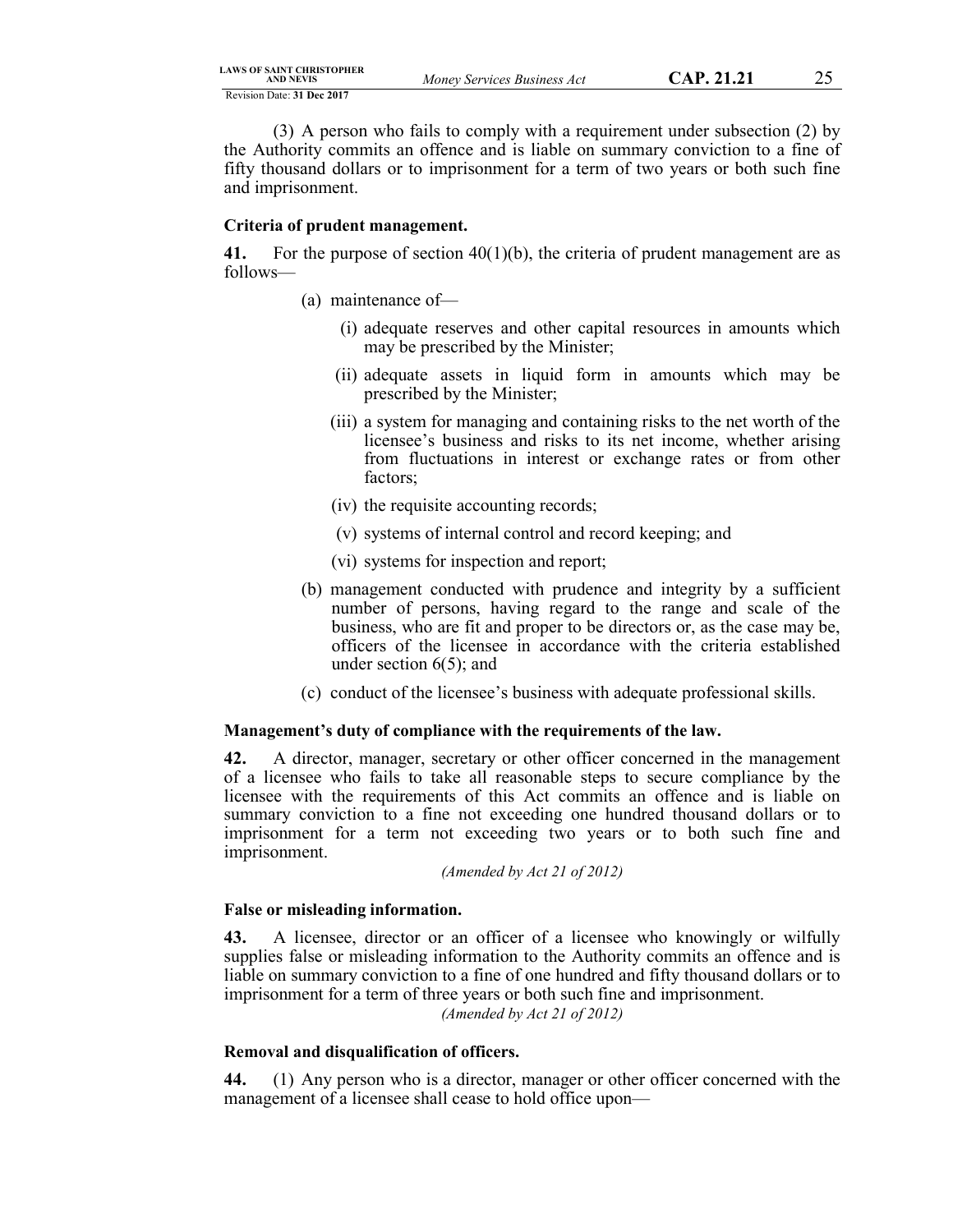(3) A person who fails to comply with a requirement under subsection (2) by the Authority commits an offence and is liable on summary conviction to a fine of fifty thousand dollars or to imprisonment for a term of two years or both such fine and imprisonment.

**Criteria of prudent management.**

**41.** For the purpose of section 40(1)(b), the criteria of prudent management are as follows—

(a) maintenance of—

(i) adequate reserves and other capital resources in amounts which may be prescribed by the Minister;

(ii) adequate assets in liquid form in amounts which may be prescribed by the Minister;

(iii) a system for managing and containing risks to the net worth of the licensee's business and risks to its net income, whether arising from fluctuations in interest or exchange rates or from other factors;

(iv) the requisite accounting records;

(v) systems of internal control and record keeping; and

(vi) systems for inspection and report;

(b) management conducted with prudence and integrity by a sufficient number of persons, having regard to the range and scale of the business, who are fit and proper to be directors or, as the case may be, officers of the licensee in accordance with the criteria established under section 6(5); and

(c) conduct of the licensee's business with adequate professional skills.

**Management's duty of compliance with the requirements of the law.**

**42.** A director, manager, secretary or other officer concerned in the management of a licensee who fails to take all reasonable steps to secure compliance by the licensee with the requirements of this Act commits an offence and is liable on summary conviction to a fine not exceeding one hundred thousand dollars or to imprisonment for a term not exceeding two years or to both such fine and imprisonment.

*(Amended by Act 21 of 2012)*

**False or misleading information.**

**43.** A licensee, director or an officer of a licensee who knowingly or wilfully supplies false or misleading information to the Authority commits an offence and is liable on summary conviction to a fine of one hundred and fifty thousand dollars or to imprisonment for a term of three years or both such fine and imprisonment.

*(Amended by Act 21 of 2012)*

**Removal and disqualification of officers.**

**44.** (1) Any person who is a director, manager or other officer concerned with the management of a licensee shall cease to hold office upon—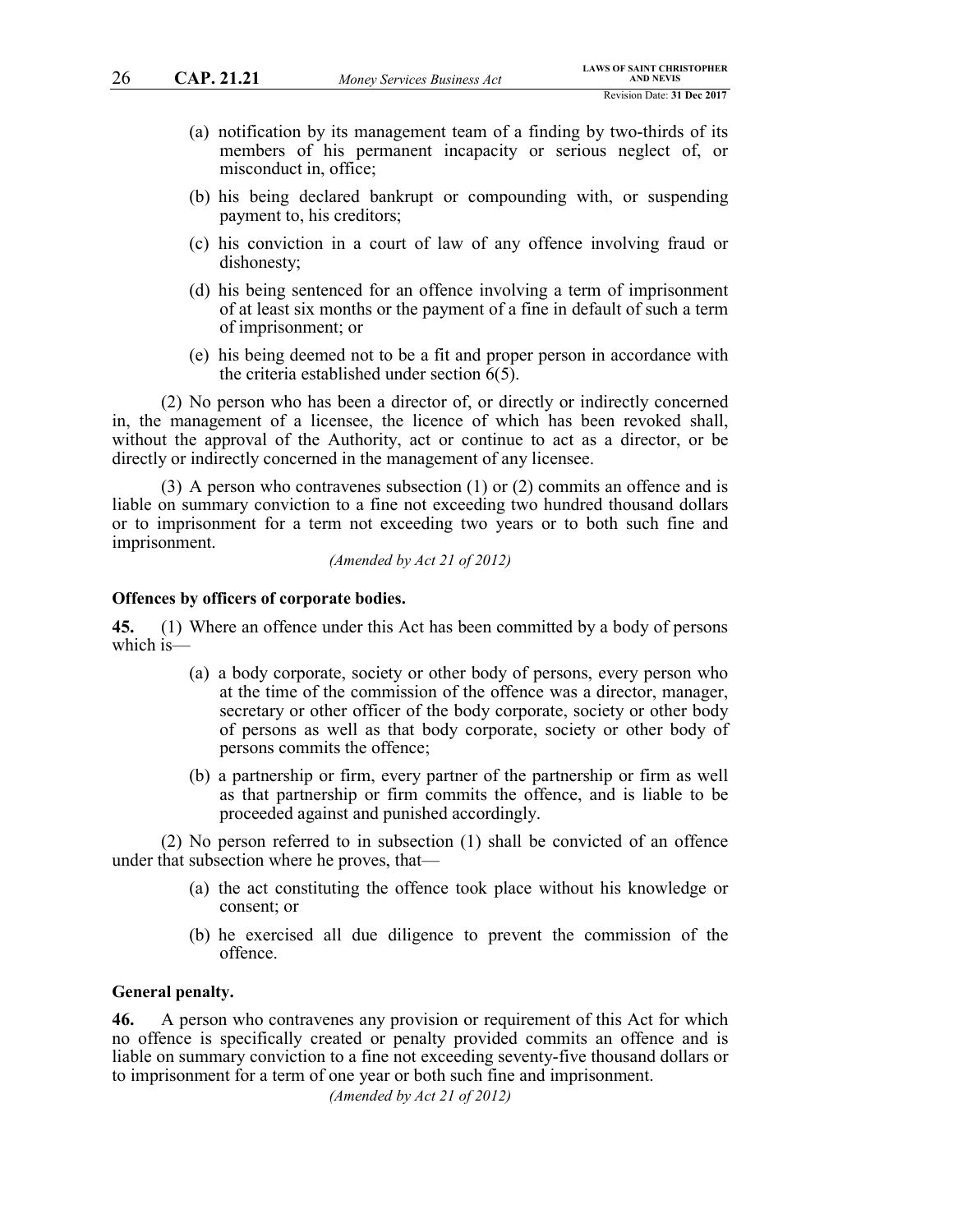(a) notification by its management team of a finding by two-thirds of its members of his permanent incapacity or serious neglect of, or misconduct in, office;

(b) his being declared bankrupt or compounding with, or suspending payment to, his creditors;

(c) his conviction in a court of law of any offence involving fraud or dishonesty;

(d) his being sentenced for an offence involving a term of imprisonment of at least six months or the payment of a fine in default of such a term of imprisonment; or

(e) his being deemed not to be a fit and proper person in accordance with the criteria established under section 6(5).

(2) No person who has been a director of, or directly or indirectly concerned in, the management of a licensee, the licence of which has been revoked shall, without the approval of the Authority, act or continue to act as a director, or be directly or indirectly concerned in the management of any licensee.

(3) A person who contravenes subsection (1) or (2) commits an offence and is liable on summary conviction to a fine not exceeding two hundred thousand dollars or to imprisonment for a term not exceeding two years or to both such fine and imprisonment.

*(Amended by Act 21 of 2012)*

**Offences by officers of corporate bodies.**

**45.** (1) Where an offence under this Act has been committed by a body of persons which is—

(a) a body corporate, society or other body of persons, every person who at the time of the commission of the offence was a director, manager, secretary or other officer of the body corporate, society or other body of persons as well as that body corporate, society or other body of persons commits the offence;

(b) a partnership or firm, every partner of the partnership or firm as well as that partnership or firm commits the offence, and is liable to be proceeded against and punished accordingly.

(2) No person referred to in subsection (1) shall be convicted of an offence under that subsection where he proves, that—

(a) the act constituting the offence took place without his knowledge or consent; or

(b) he exercised all due diligence to prevent the commission of the offence.

**General penalty.**

**46.** A person who contravenes any provision or requirement of this Act for which no offence is specifically created or penalty provided commits an offence and is liable on summary conviction to a fine not exceeding seventy-five thousand dollars or to imprisonment for a term of one year or both such fine and imprisonment.

*(Amended by Act 21 of 2012)*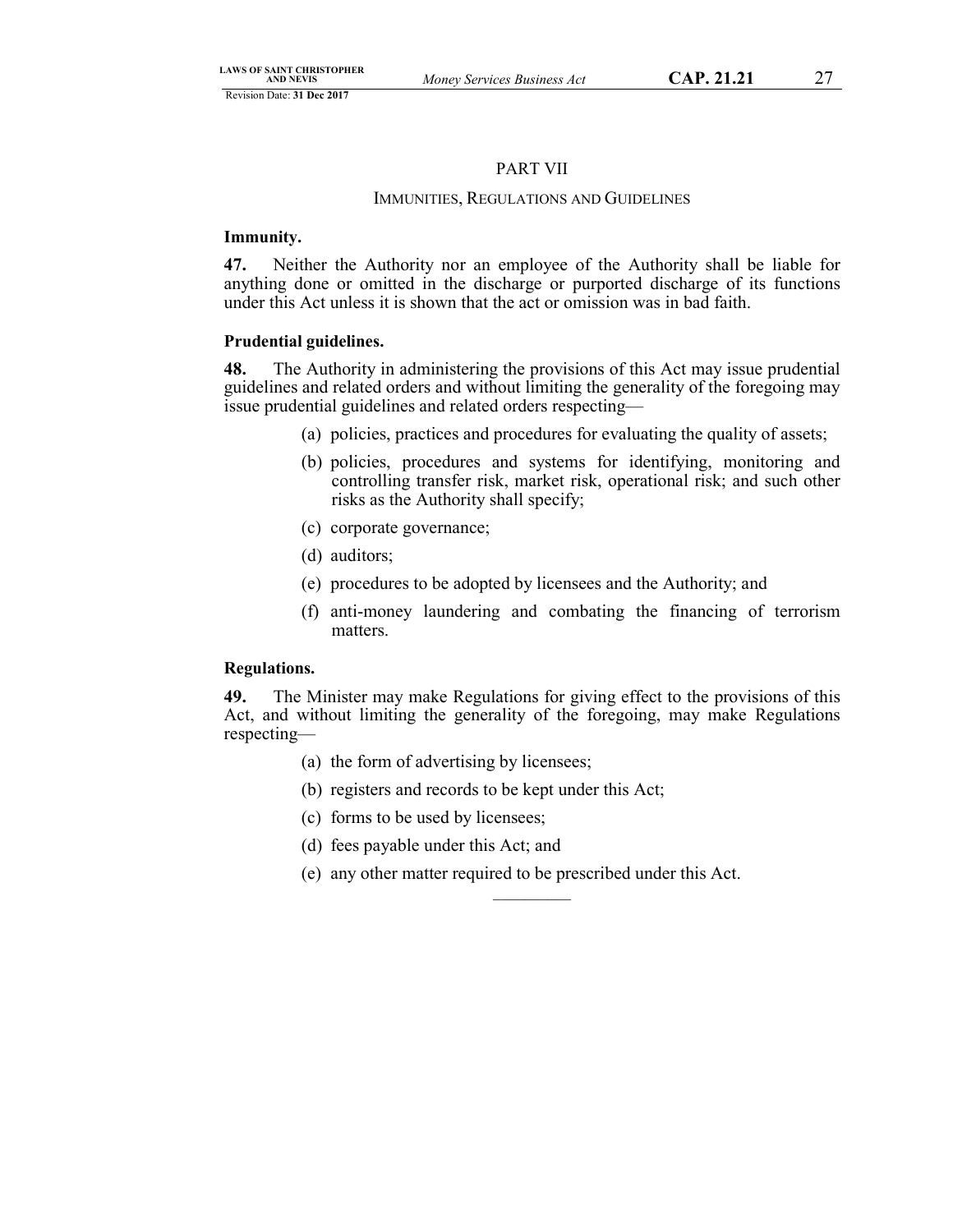## PART VII

### IMMUNITIES, REGULATIONS AND GUIDELINES

**Immunity.**

**47.** Neither the Authority nor an employee of the Authority shall be liable for anything done or omitted in the discharge or purported discharge of its functions under this Act unless it is shown that the act or omission was in bad faith.

**Prudential guidelines.**

**48.** The Authority in administering the provisions of this Act may issue prudential guidelines and related orders and without limiting the generality of the foregoing may issue prudential guidelines and related orders respecting—

(a) policies, practices and procedures for evaluating the quality of assets;

(b) policies, procedures and systems for identifying, monitoring and controlling transfer risk, market risk, operational risk; and such other risks as the Authority shall specify;

(c) corporate governance;

(d) auditors;

(e) procedures to be adopted by licensees and the Authority; and

(f) anti-money laundering and combating the financing of terrorism matters.

**Regulations.**

**49.** The Minister may make Regulations for giving effect to the provisions of this Act, and without limiting the generality of the foregoing, may make Regulations respecting—

(a) the form of advertising by licensees;

(b) registers and records to be kept under this Act;

(c) forms to be used by licensees;

(d) fees payable under this Act; and

(e) any other matter required to be prescribed under this Act.

---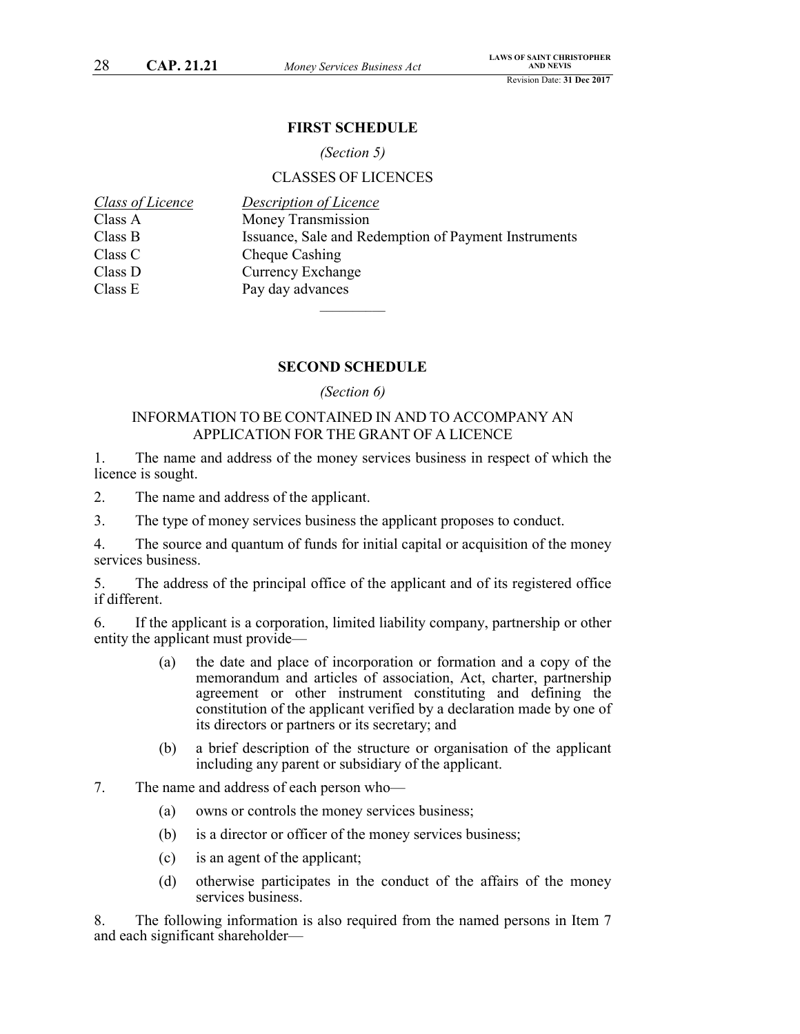## FIRST SCHEDULE

*(Section 5)*

CLASSES OF LICENCES

| *Class of Licence* | *Description of Licence* |
|---|---|
| Class A | Money Transmission |
| Class B | Issuance, Sale and Redemption of Payment Instruments |
| Class C | Cheque Cashing |
| Class D | Currency Exchange |
| Class E | Pay day advances |

---

## SECOND SCHEDULE

*(Section 6)*

INFORMATION TO BE CONTAINED IN AND TO ACCOMPANY AN APPLICATION FOR THE GRANT OF A LICENCE

1. The name and address of the money services business in respect of which the licence is sought.

2. The name and address of the applicant.

3. The type of money services business the applicant proposes to conduct.

4. The source and quantum of funds for initial capital or acquisition of the money services business.

5. The address of the principal office of the applicant and of its registered office if different.

6. If the applicant is a corporation, limited liability company, partnership or other entity the applicant must provide—

   (a) the date and place of incorporation or formation and a copy of the memorandum and articles of association, Act, charter, partnership agreement or other instrument constituting and defining the constitution of the applicant verified by a declaration made by one of its directors or partners or its secretary; and

   (b) a brief description of the structure or organisation of the applicant including any parent or subsidiary of the applicant.

7. The name and address of each person who—

   (a) owns or controls the money services business;

   (b) is a director or officer of the money services business;

   (c) is an agent of the applicant;

   (d) otherwise participates in the conduct of the affairs of the money services business.

8. The following information is also required from the named persons in Item 7 and each significant shareholder—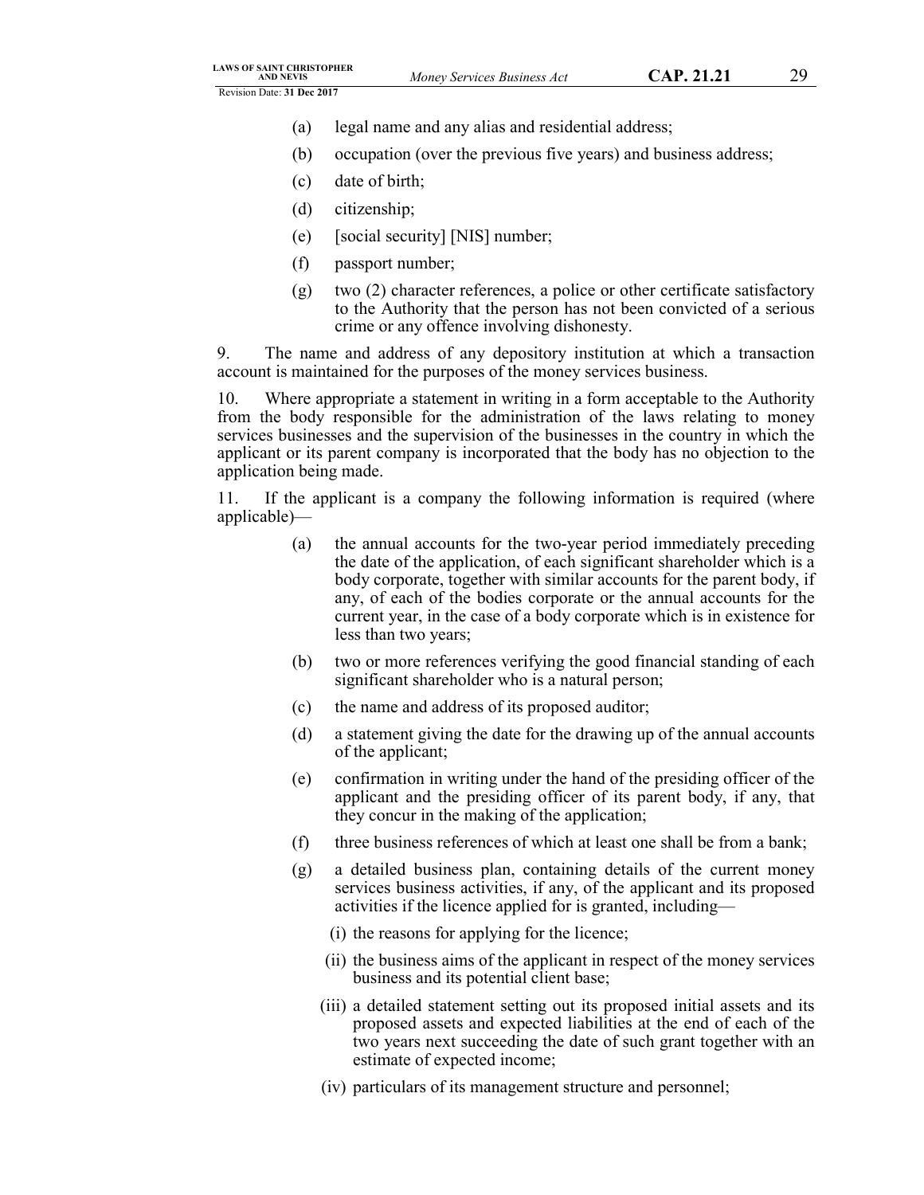(a) legal name and any alias and residential address;

(b) occupation (over the previous five years) and business address;

(c) date of birth;

(d) citizenship;

(e) [social security] [NIS] number;

(f) passport number;

(g) two (2) character references, a police or other certificate satisfactory to the Authority that the person has not been convicted of a serious crime or any offence involving dishonesty.

9. The name and address of any depository institution at which a transaction account is maintained for the purposes of the money services business.

10. Where appropriate a statement in writing in a form acceptable to the Authority from the body responsible for the administration of the laws relating to money services businesses and the supervision of the businesses in the country in which the applicant or its parent company is incorporated that the body has no objection to the application being made.

11. If the applicant is a company the following information is required (where applicable)—

(a) the annual accounts for the two-year period immediately preceding the date of the application, of each significant shareholder which is a body corporate, together with similar accounts for the parent body, if any, of each of the bodies corporate or the annual accounts for the current year, in the case of a body corporate which is in existence for less than two years;

(b) two or more references verifying the good financial standing of each significant shareholder who is a natural person;

(c) the name and address of its proposed auditor;

(d) a statement giving the date for the drawing up of the annual accounts of the applicant;

(e) confirmation in writing under the hand of the presiding officer of the applicant and the presiding officer of its parent body, if any, that they concur in the making of the application;

(f) three business references of which at least one shall be from a bank;

(g) a detailed business plan, containing details of the current money services business activities, if any, of the applicant and its proposed activities if the licence applied for is granted, including—

(i) the reasons for applying for the licence;

(ii) the business aims of the applicant in respect of the money services business and its potential client base;

(iii) a detailed statement setting out its proposed initial assets and its proposed assets and expected liabilities at the end of each of the two years next succeeding the date of such grant together with an estimate of expected income;

(iv) particulars of its management structure and personnel;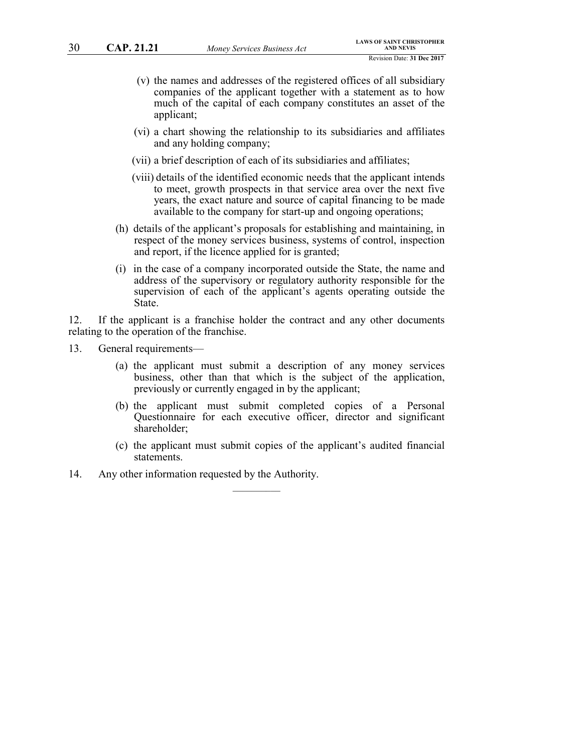(v) the names and addresses of the registered offices of all subsidiary companies of the applicant together with a statement as to how much of the capital of each company constitutes an asset of the applicant;

(vi) a chart showing the relationship to its subsidiaries and affiliates and any holding company;

(vii) a brief description of each of its subsidiaries and affiliates;

(viii) details of the identified economic needs that the applicant intends to meet, growth prospects in that service area over the next five years, the exact nature and source of capital financing to be made available to the company for start-up and ongoing operations;

(h) details of the applicant's proposals for establishing and maintaining, in respect of the money services business, systems of control, inspection and report, if the licence applied for is granted;

(i) in the case of a company incorporated outside the State, the name and address of the supervisory or regulatory authority responsible for the supervision of each of the applicant's agents operating outside the State.

12. If the applicant is a franchise holder the contract and any other documents relating to the operation of the franchise.

13. General requirements—

(a) the applicant must submit a description of any money services business, other than that which is the subject of the application, previously or currently engaged in by the applicant;

(b) the applicant must submit completed copies of a Personal Questionnaire for each executive officer, director and significant shareholder;

(c) the applicant must submit copies of the applicant's audited financial statements.

14. Any other information requested by the Authority.

---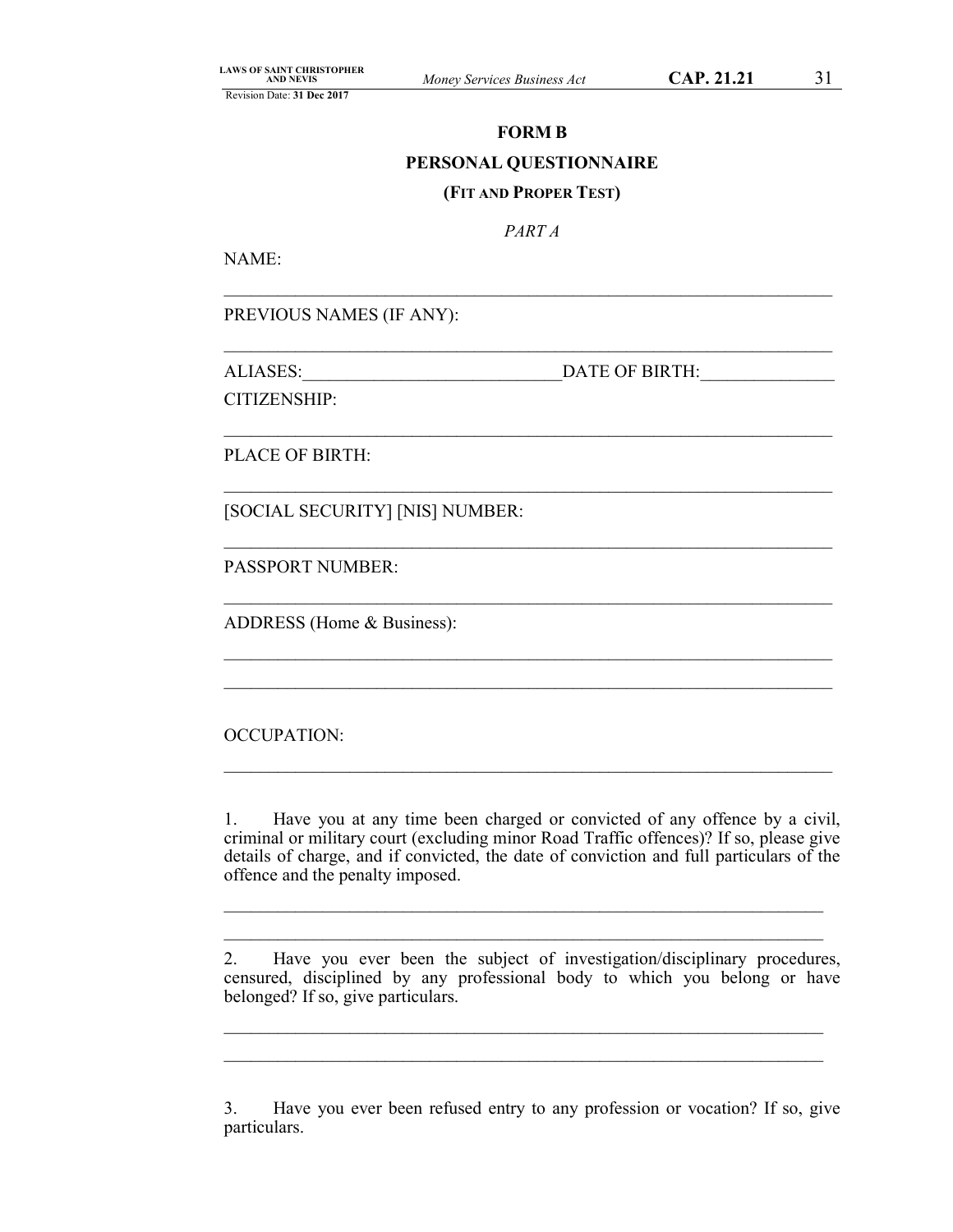**FORM B**

**PERSONAL QUESTIONNAIRE**

**(FIT AND PROPER TEST)**

*PART A*

NAME:

______________________________________________________________________

PREVIOUS NAMES (IF ANY):

______________________________________________________________________

ALIASES:_____________________________DATE OF BIRTH:_______________

CITIZENSHIP:

______________________________________________________________________

PLACE OF BIRTH:

______________________________________________________________________

[SOCIAL SECURITY] [NIS] NUMBER:

______________________________________________________________________

PASSPORT NUMBER:

______________________________________________________________________

ADDRESS (Home & Business):

______________________________________________________________________

______________________________________________________________________

OCCUPATION:

______________________________________________________________________

1. Have you at any time been charged or convicted of any offence by a civil, criminal or military court (excluding minor Road Traffic offences)? If so, please give details of charge, and if convicted, the date of conviction and full particulars of the offence and the penalty imposed.

______________________________________________________________________

______________________________________________________________________

2. Have you ever been the subject of investigation/disciplinary procedures, censured, disciplined by any professional body to which you belong or have belonged? If so, give particulars.

______________________________________________________________________

______________________________________________________________________

3. Have you ever been refused entry to any profession or vocation? If so, give particulars.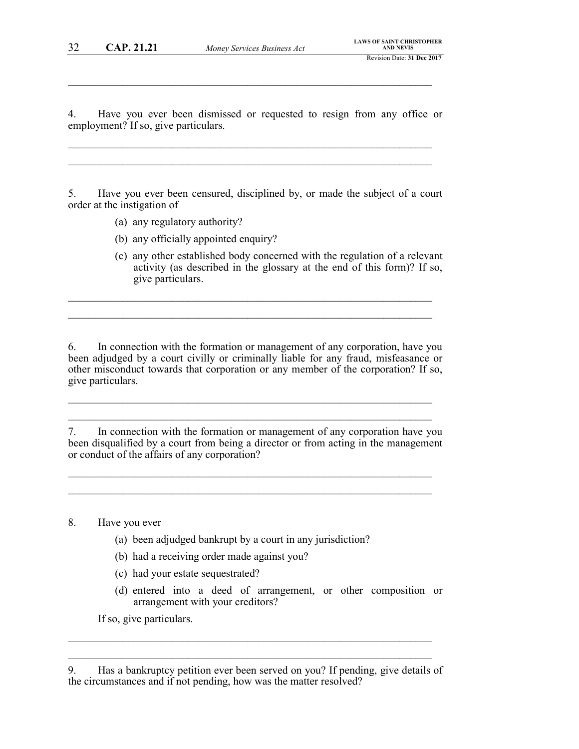4. Have you ever been dismissed or requested to resign from any office or employment? If so, give particulars.

5. Have you ever been censured, disciplined by, or made the subject of a court order at the instigation of

(a) any regulatory authority?

(b) any officially appointed enquiry?

(c) any other established body concerned with the regulation of a relevant activity (as described in the glossary at the end of this form)? If so, give particulars.

6. In connection with the formation or management of any corporation, have you been adjudged by a court civilly or criminally liable for any fraud, misfeasance or other misconduct towards that corporation or any member of the corporation? If so, give particulars.

7. In connection with the formation or management of any corporation have you been disqualified by a court from being a director or from acting in the management or conduct of the affairs of any corporation?

8. Have you ever

(a) been adjudged bankrupt by a court in any jurisdiction?

(b) had a receiving order made against you?

(c) had your estate sequestrated?

(d) entered into a deed of arrangement, or other composition or arrangement with your creditors?

If so, give particulars.

9. Has a bankruptcy petition ever been served on you? If pending, give details of the circumstances and if not pending, how was the matter resolved?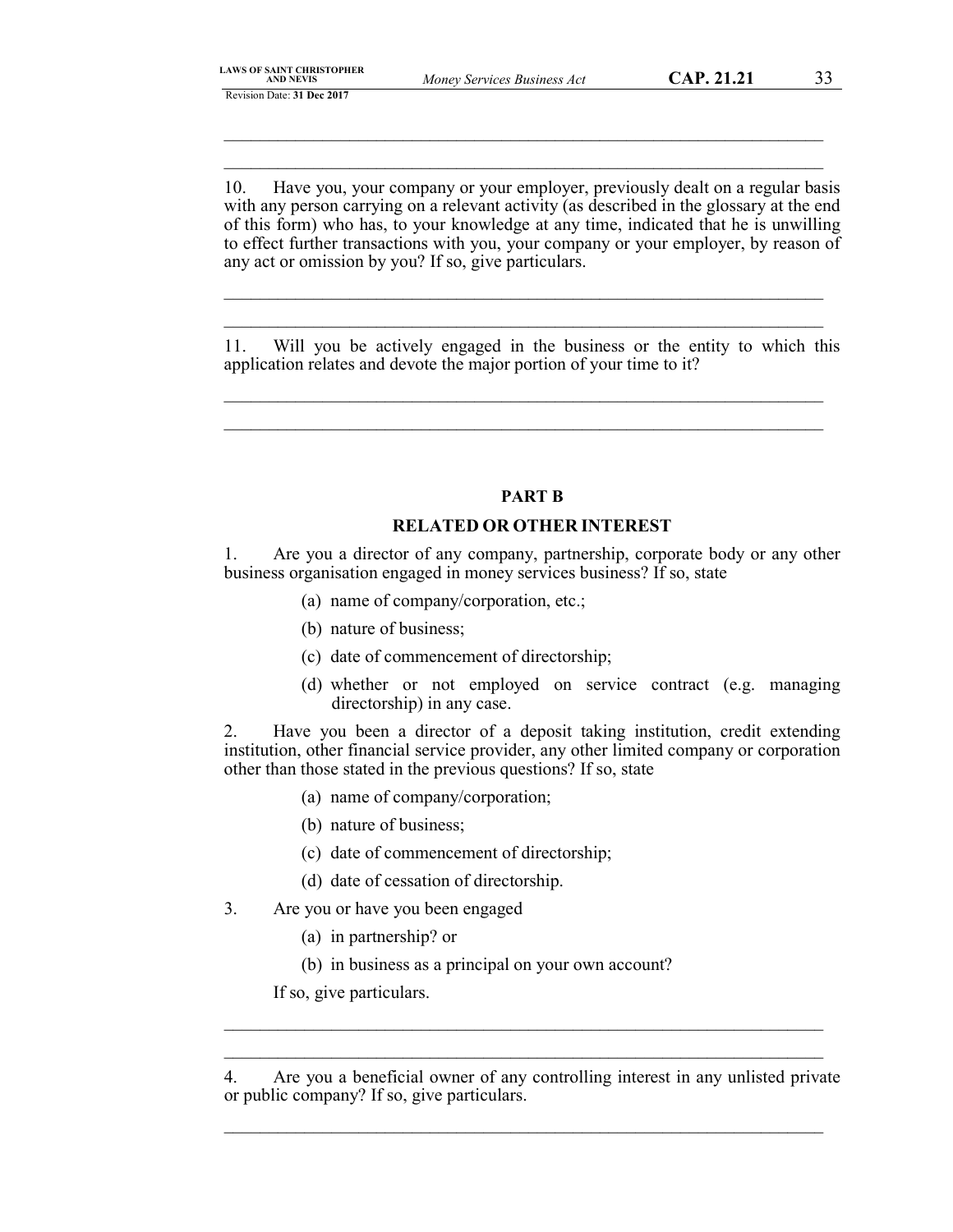\_\_\_\_\_\_\_\_\_\_\_\_\_\_\_\_\_\_\_\_\_\_\_\_\_\_\_\_\_\_\_\_\_\_\_\_\_\_\_\_\_\_\_\_\_\_\_\_\_\_\_\_\_\_\_\_\_\_\_\_\_\_\_\_\_\_

\_\_\_\_\_\_\_\_\_\_\_\_\_\_\_\_\_\_\_\_\_\_\_\_\_\_\_\_\_\_\_\_\_\_\_\_\_\_\_\_\_\_\_\_\_\_\_\_\_\_\_\_\_\_\_\_\_\_\_\_\_\_\_\_\_\_

10. Have you, your company or your employer, previously dealt on a regular basis with any person carrying on a relevant activity (as described in the glossary at the end of this form) who has, to your knowledge at any time, indicated that he is unwilling to effect further transactions with you, your company or your employer, by reason of any act or omission by you? If so, give particulars.

\_\_\_\_\_\_\_\_\_\_\_\_\_\_\_\_\_\_\_\_\_\_\_\_\_\_\_\_\_\_\_\_\_\_\_\_\_\_\_\_\_\_\_\_\_\_\_\_\_\_\_\_\_\_\_\_\_\_\_\_\_\_\_\_\_\_

\_\_\_\_\_\_\_\_\_\_\_\_\_\_\_\_\_\_\_\_\_\_\_\_\_\_\_\_\_\_\_\_\_\_\_\_\_\_\_\_\_\_\_\_\_\_\_\_\_\_\_\_\_\_\_\_\_\_\_\_\_\_\_\_\_\_

11. Will you be actively engaged in the business or the entity to which this application relates and devote the major portion of your time to it?

\_\_\_\_\_\_\_\_\_\_\_\_\_\_\_\_\_\_\_\_\_\_\_\_\_\_\_\_\_\_\_\_\_\_\_\_\_\_\_\_\_\_\_\_\_\_\_\_\_\_\_\_\_\_\_\_\_\_\_\_\_\_\_\_\_\_

\_\_\_\_\_\_\_\_\_\_\_\_\_\_\_\_\_\_\_\_\_\_\_\_\_\_\_\_\_\_\_\_\_\_\_\_\_\_\_\_\_\_\_\_\_\_\_\_\_\_\_\_\_\_\_\_\_\_\_\_\_\_\_\_\_\_

## PART B

## RELATED OR OTHER INTEREST

1. Are you a director of any company, partnership, corporate body or any other business organisation engaged in money services business? If so, state

   (a) name of company/corporation, etc.;

   (b) nature of business;

   (c) date of commencement of directorship;

   (d) whether or not employed on service contract (e.g. managing directorship) in any case.

2. Have you been a director of a deposit taking institution, credit extending institution, other financial service provider, any other limited company or corporation other than those stated in the previous questions? If so, state

   (a) name of company/corporation;

   (b) nature of business;

   (c) date of commencement of directorship;

   (d) date of cessation of directorship.

3. Are you or have you been engaged

   (a) in partnership? or

   (b) in business as a principal on your own account?

   If so, give particulars.

\_\_\_\_\_\_\_\_\_\_\_\_\_\_\_\_\_\_\_\_\_\_\_\_\_\_\_\_\_\_\_\_\_\_\_\_\_\_\_\_\_\_\_\_\_\_\_\_\_\_\_\_\_\_\_\_\_\_\_\_\_\_\_\_\_\_

\_\_\_\_\_\_\_\_\_\_\_\_\_\_\_\_\_\_\_\_\_\_\_\_\_\_\_\_\_\_\_\_\_\_\_\_\_\_\_\_\_\_\_\_\_\_\_\_\_\_\_\_\_\_\_\_\_\_\_\_\_\_\_\_\_\_

4. Are you a beneficial owner of any controlling interest in any unlisted private or public company? If so, give particulars.

\_\_\_\_\_\_\_\_\_\_\_\_\_\_\_\_\_\_\_\_\_\_\_\_\_\_\_\_\_\_\_\_\_\_\_\_\_\_\_\_\_\_\_\_\_\_\_\_\_\_\_\_\_\_\_\_\_\_\_\_\_\_\_\_\_\_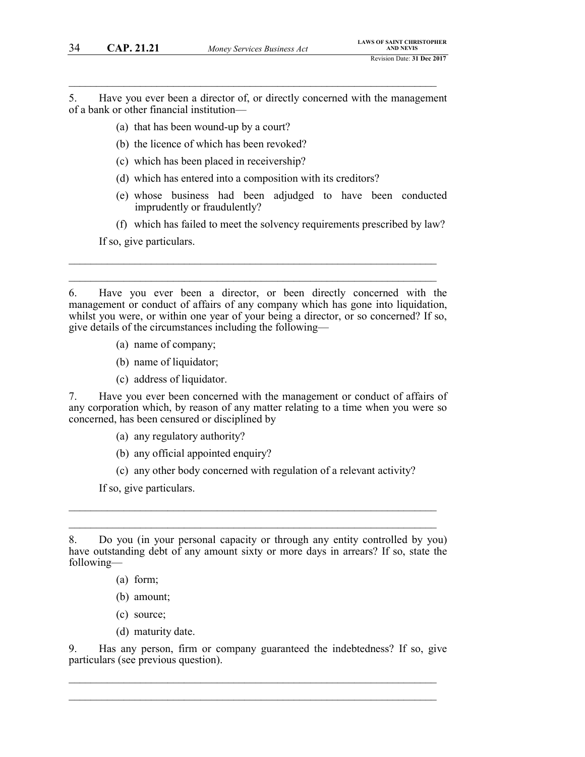5. Have you ever been a director of, or directly concerned with the management of a bank or other financial institution—

(a) that has been wound-up by a court?

(b) the licence of which has been revoked?

(c) which has been placed in receivership?

(d) which has entered into a composition with its creditors?

(e) whose business had been adjudged to have been conducted imprudently or fraudulently?

(f) which has failed to meet the solvency requirements prescribed by law?

If so, give particulars.

______________________________________________________________________

______________________________________________________________________

6. Have you ever been a director, or been directly concerned with the management or conduct of affairs of any company which has gone into liquidation, whilst you were, or within one year of your being a director, or so concerned? If so, give details of the circumstances including the following—

(a) name of company;

(b) name of liquidator;

(c) address of liquidator.

7. Have you ever been concerned with the management or conduct of affairs of any corporation which, by reason of any matter relating to a time when you were so concerned, has been censured or disciplined by

(a) any regulatory authority?

(b) any official appointed enquiry?

(c) any other body concerned with regulation of a relevant activity?

If so, give particulars.

______________________________________________________________________

______________________________________________________________________

8. Do you (in your personal capacity or through any entity controlled by you) have outstanding debt of any amount sixty or more days in arrears? If so, state the following—

(a) form;

(b) amount;

(c) source;

(d) maturity date.

9. Has any person, firm or company guaranteed the indebtedness? If so, give particulars (see previous question).

______________________________________________________________________

______________________________________________________________________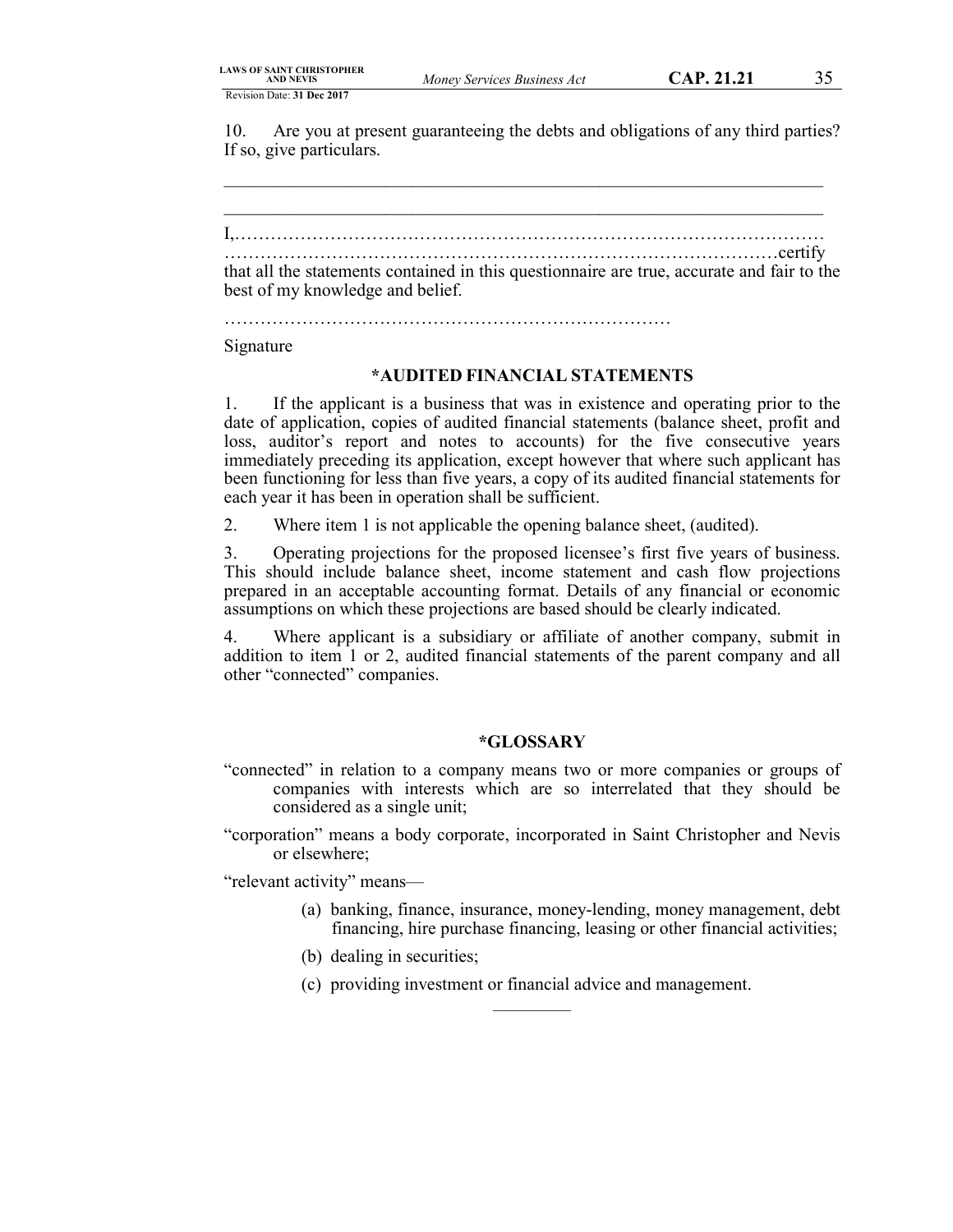10. Are you at present guaranteeing the debts and obligations of any third parties? If so, give particulars.

\_\_\_\_\_\_\_\_\_\_\_\_\_\_\_\_\_\_\_\_\_\_\_\_\_\_\_\_\_\_\_\_\_\_\_\_\_\_\_\_\_\_\_\_\_\_\_\_\_\_\_\_\_\_\_\_\_\_\_\_\_\_\_\_

\_\_\_\_\_\_\_\_\_\_\_\_\_\_\_\_\_\_\_\_\_\_\_\_\_\_\_\_\_\_\_\_\_\_\_\_\_\_\_\_\_\_\_\_\_\_\_\_\_\_\_\_\_\_\_\_\_\_\_\_\_\_\_\_

I,……………………………………………………………………………………
……………………………………………………………………………………certify that all the statements contained in this questionnaire are true, accurate and fair to the best of my knowledge and belief.

…………………………………………………………………

Signature

**\*AUDITED FINANCIAL STATEMENTS**

1. If the applicant is a business that was in existence and operating prior to the date of application, copies of audited financial statements (balance sheet, profit and loss, auditor's report and notes to accounts) for the five consecutive years immediately preceding its application, except however that where such applicant has been functioning for less than five years, a copy of its audited financial statements for each year it has been in operation shall be sufficient.

2. Where item 1 is not applicable the opening balance sheet, (audited).

3. Operating projections for the proposed licensee's first five years of business. This should include balance sheet, income statement and cash flow projections prepared in an acceptable accounting format. Details of any financial or economic assumptions on which these projections are based should be clearly indicated.

4. Where applicant is a subsidiary or affiliate of another company, submit in addition to item 1 or 2, audited financial statements of the parent company and all other "connected" companies.

**\*GLOSSARY**

"connected" in relation to a company means two or more companies or groups of companies with interests which are so interrelated that they should be considered as a single unit;

"corporation" means a body corporate, incorporated in Saint Christopher and Nevis or elsewhere;

"relevant activity" means—

(a) banking, finance, insurance, money-lending, money management, debt financing, hire purchase financing, leasing or other financial activities;

(b) dealing in securities;

(c) providing investment or financial advice and management.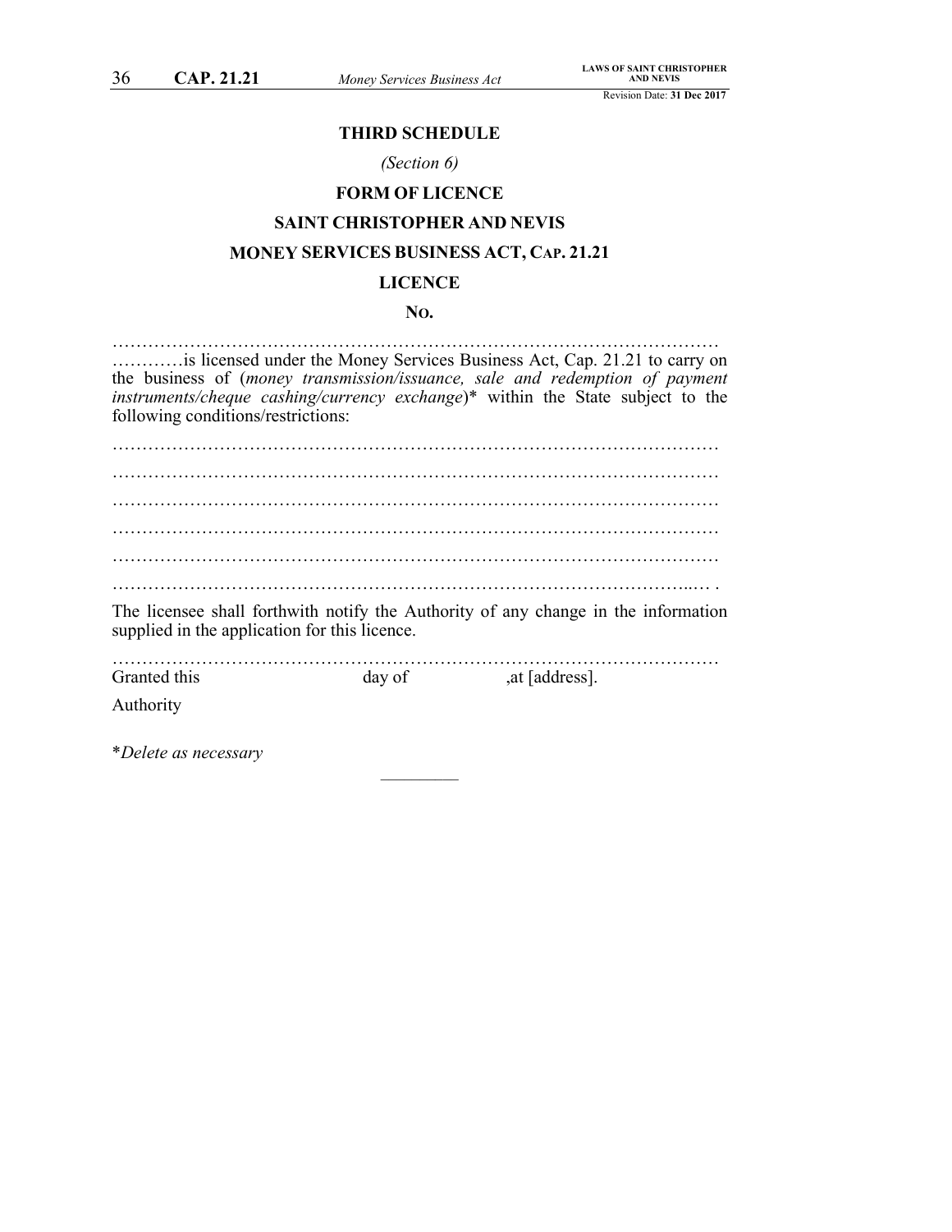## THIRD SCHEDULE

*(Section 6)*

## FORM OF LICENCE

## SAINT CHRISTOPHER AND NEVIS

## MONEY SERVICES BUSINESS ACT, CAP. 21.21

## LICENCE

## NO.

…………………………………………………………………………………………
…………is licensed under the Money Services Business Act, Cap. 21.21 to carry on the business of (*money transmission/issuance, sale and redemption of payment instruments/cheque cashing/currency exchange*)* within the State subject to the following conditions/restrictions:

…………………………………………………………………………………………

…………………………………………………………………………………………

…………………………………………………………………………………………

…………………………………………………………………………………………

…………………………………………………………………………………………

……………………………………………………………………………………..… .

The licensee shall forthwith notify the Authority of any change in the information supplied in the application for this licence.

…………………………………………………………………………………………
Granted this day of ,at [address].

Authority

*\*Delete as necessary*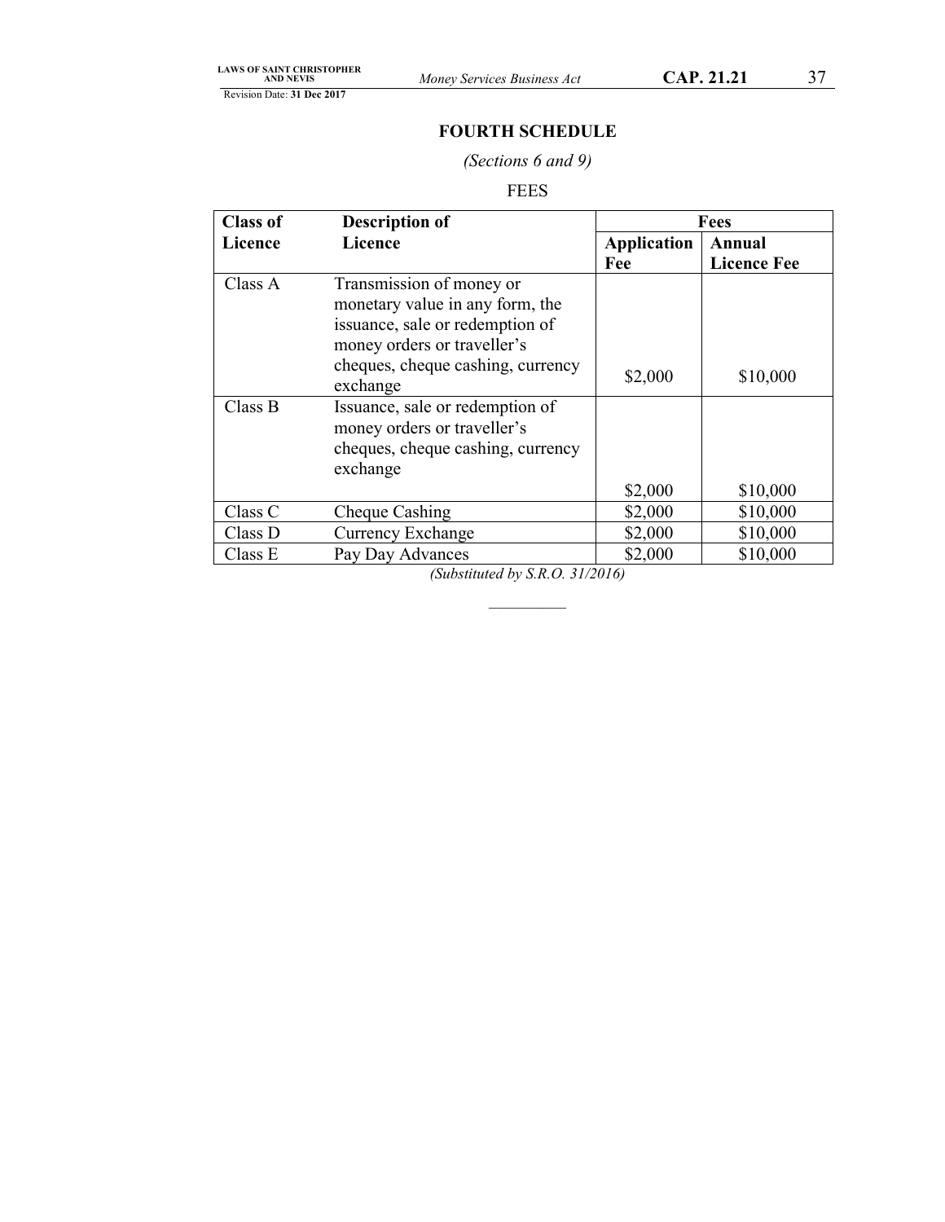## FOURTH SCHEDULE

*(Sections 6 and 9)*

FEES

| Class of Licence | Description of Licence | Fees | |
|---|---|---|---|
| | | Application Fee | Annual Licence Fee |
| Class A | Transmission of money or monetary value in any form, the issuance, sale or redemption of money orders or traveller's cheques, cheque cashing, currency exchange | $2,000 | $10,000 |
| Class B | Issuance, sale or redemption of money orders or traveller's cheques, cheque cashing, currency exchange | $2,000 | $10,000 |
| Class C | Cheque Cashing | $2,000 | $10,000 |
| Class D | Currency Exchange | $2,000 | $10,000 |
| Class E | Pay Day Advances | $2,000 | $10,000 |

*(Substituted by S.R.O. 31/2016)*